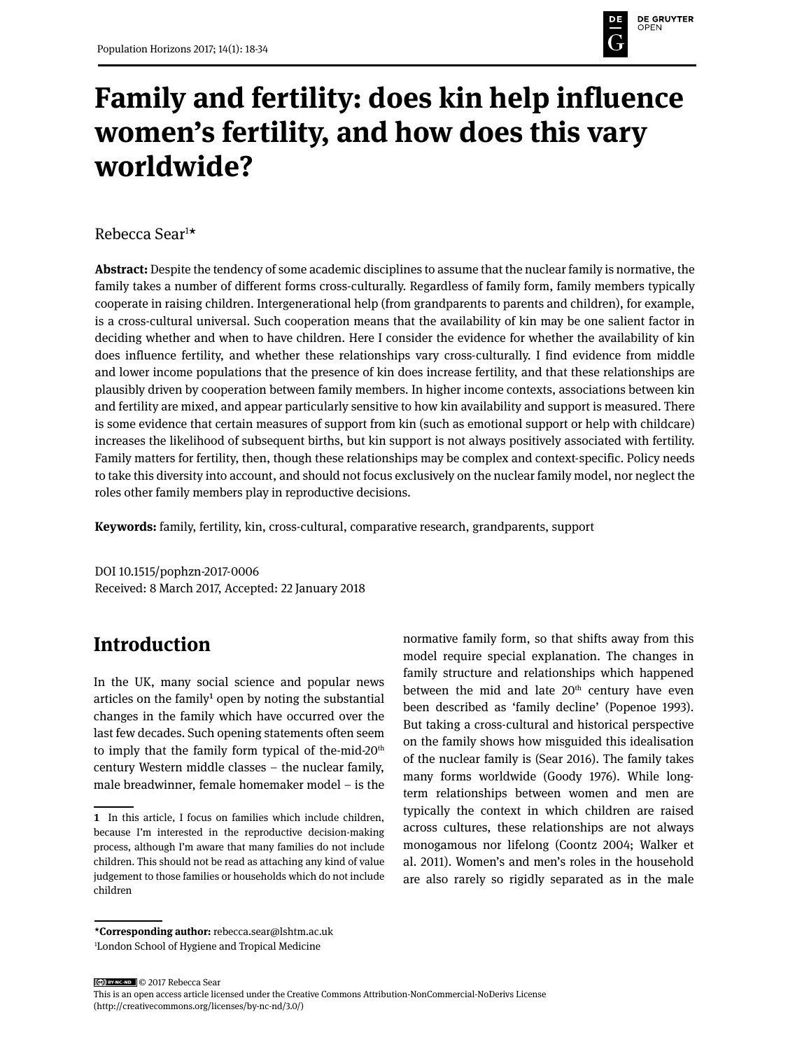# Family and fertility: does kin help influence women's fertility, and how does this vary worldwide?

Rebecca Sear[1]*

**Abstract:** Despite the tendency of some academic disciplines to assume that the nuclear family is normative, the family takes a number of different forms cross-culturally. Regardless of family form, family members typically cooperate in raising children. Intergenerational help (from grandparents to parents and children), for example, is a cross-cultural universal. Such cooperation means that the availability of kin may be one salient factor in deciding whether and when to have children. Here I consider the evidence for whether the availability of kin does influence fertility, and whether these relationships vary cross-culturally. I find evidence from middle and lower income populations that the presence of kin does increase fertility, and that these relationships are plausibly driven by cooperation between family members. In higher income contexts, associations between kin and fertility are mixed, and appear particularly sensitive to how kin availability and support is measured. There is some evidence that certain measures of support from kin (such as emotional support or help with childcare) increases the likelihood of subsequent births, but kin support is not always positively associated with fertility. Family matters for fertility, then, though these relationships may be complex and context-specific. Policy needs to take this diversity into account, and should not focus exclusively on the nuclear family model, nor neglect the roles other family members play in reproductive decisions.

**Keywords:** family, fertility, kin, cross-cultural, comparative research, grandparents, support

DOI 10.1515/pophzn-2017-0006
Received: 8 March 2017, Accepted: 22 January 2018

## Introduction

In the UK, many social science and popular news articles on the family[1] open by noting the substantial changes in the family which have occurred over the last few decades. Such opening statements often seem to imply that the family form typical of the-mid-20th century Western middle classes – the nuclear family, male breadwinner, female homemaker model – is the normative family form, so that shifts away from this model require special explanation. The changes in family structure and relationships which happened between the mid and late 20th century have even been described as 'family decline' (Popenoe 1993). But taking a cross-cultural and historical perspective on the family shows how misguided this idealisation of the nuclear family is (Sear 2016). The family takes many forms worldwide (Goody 1976). While long-term relationships between women and men are typically the context in which children are raised across cultures, these relationships are not always monogamous nor lifelong (Coontz 2004; Walker et al. 2011). Women's and men's roles in the household are also rarely so rigidly separated as in the male

[1] In this article, I focus on families which include children, because I'm interested in the reproductive decision-making process, although I'm aware that many families do not include children. This should not be read as attaching any kind of value judgement to those families or households which do not include children

*Corresponding author: rebecca.sear@lshtm.ac.uk
[1]London School of Hygiene and Tropical Medicine

© 2017 Rebecca Sear
This is an open access article licensed under the Creative Commons Attribution-NonCommercial-NoDerivs License (http://creativecommons.org/licenses/by-nc-nd/3.0/)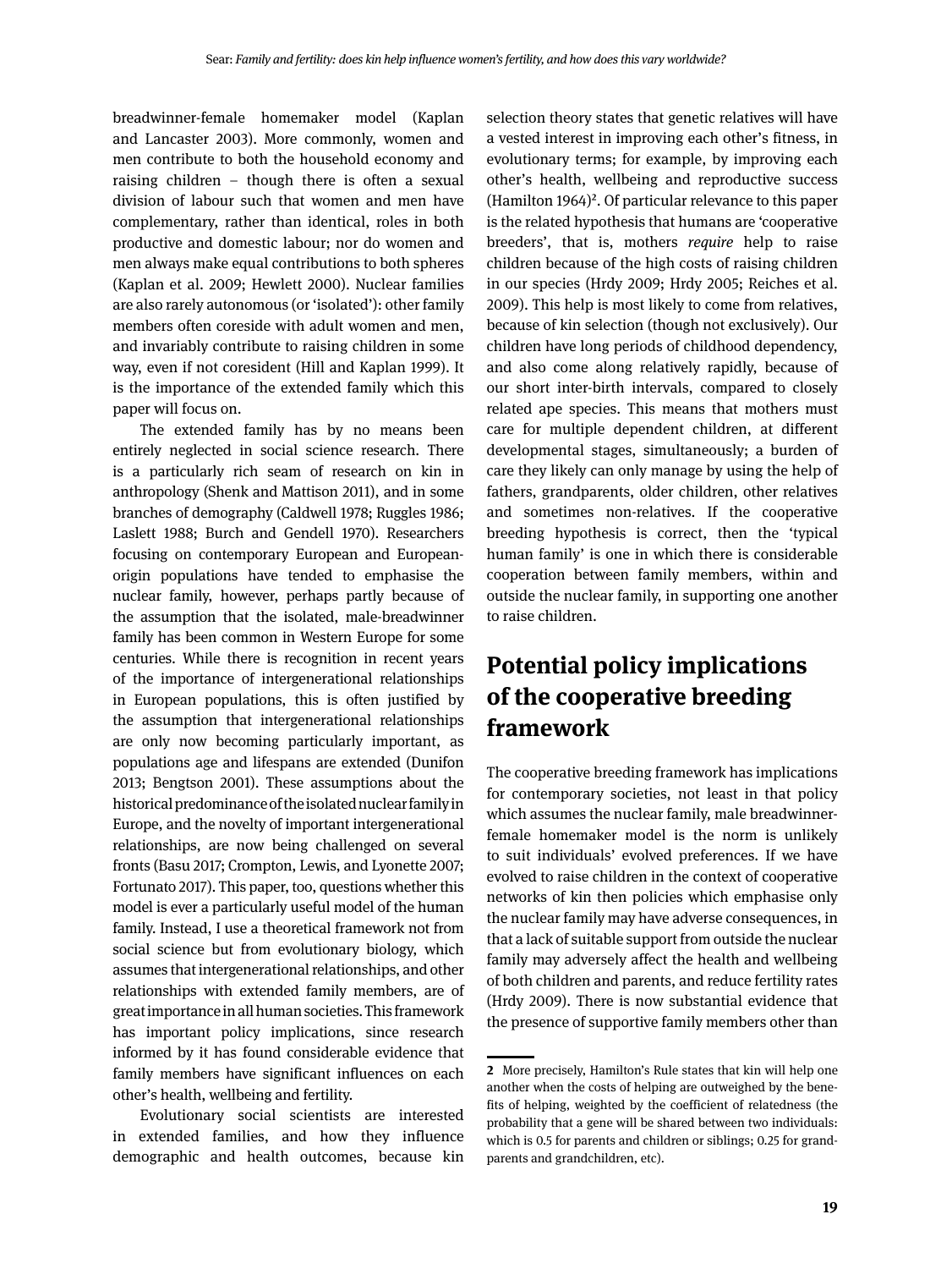breadwinner-female homemaker model (Kaplan and Lancaster 2003). More commonly, women and men contribute to both the household economy and raising children – though there is often a sexual division of labour such that women and men have complementary, rather than identical, roles in both productive and domestic labour; nor do women and men always make equal contributions to both spheres (Kaplan et al. 2009; Hewlett 2000). Nuclear families are also rarely autonomous (or 'isolated'): other family members often coreside with adult women and men, and invariably contribute to raising children in some way, even if not coresident (Hill and Kaplan 1999). It is the importance of the extended family which this paper will focus on.

The extended family has by no means been entirely neglected in social science research. There is a particularly rich seam of research on kin in anthropology (Shenk and Mattison 2011), and in some branches of demography (Caldwell 1978; Ruggles 1986; Laslett 1988; Burch and Gendell 1970). Researchers focusing on contemporary European and European-origin populations have tended to emphasise the nuclear family, however, perhaps partly because of the assumption that the isolated, male-breadwinner family has been common in Western Europe for some centuries. While there is recognition in recent years of the importance of intergenerational relationships in European populations, this is often justified by the assumption that intergenerational relationships are only now becoming particularly important, as populations age and lifespans are extended (Dunifon 2013; Bengtson 2001). These assumptions about the historical predominance of the isolated nuclear family in Europe, and the novelty of important intergenerational relationships, are now being challenged on several fronts (Basu 2017; Crompton, Lewis, and Lyonette 2007; Fortunato 2017). This paper, too, questions whether this model is ever a particularly useful model of the human family. Instead, I use a theoretical framework not from social science but from evolutionary biology, which assumes that intergenerational relationships, and other relationships with extended family members, are of great importance in all human societies. This framework has important policy implications, since research informed by it has found considerable evidence that family members have significant influences on each other's health, wellbeing and fertility.

Evolutionary social scientists are interested in extended families, and how they influence demographic and health outcomes, because kin selection theory states that genetic relatives will have a vested interest in improving each other's fitness, in evolutionary terms; for example, by improving each other's health, wellbeing and reproductive success (Hamilton 1964)[2]. Of particular relevance to this paper is the related hypothesis that humans are 'cooperative breeders', that is, mothers *require* help to raise children because of the high costs of raising children in our species (Hrdy 2009; Hrdy 2005; Reiches et al. 2009). This help is most likely to come from relatives, because of kin selection (though not exclusively). Our children have long periods of childhood dependency, and also come along relatively rapidly, because of our short inter-birth intervals, compared to closely related ape species. This means that mothers must care for multiple dependent children, at different developmental stages, simultaneously; a burden of care they likely can only manage by using the help of fathers, grandparents, older children, other relatives and sometimes non-relatives. If the cooperative breeding hypothesis is correct, then the 'typical human family' is one in which there is considerable cooperation between family members, within and outside the nuclear family, in supporting one another to raise children.

## Potential policy implications of the cooperative breeding framework

The cooperative breeding framework has implications for contemporary societies, not least in that policy which assumes the nuclear family, male breadwinner-female homemaker model is the norm is unlikely to suit individuals' evolved preferences. If we have evolved to raise children in the context of cooperative networks of kin then policies which emphasise only the nuclear family may have adverse consequences, in that a lack of suitable support from outside the nuclear family may adversely affect the health and wellbeing of both children and parents, and reduce fertility rates (Hrdy 2009). There is now substantial evidence that the presence of supportive family members other than

---

**2** More precisely, Hamilton's Rule states that kin will help one another when the costs of helping are outweighed by the benefits of helping, weighted by the coefficient of relatedness (the probability that a gene will be shared between two individuals: which is 0.5 for parents and children or siblings; 0.25 for grandparents and grandchildren, etc).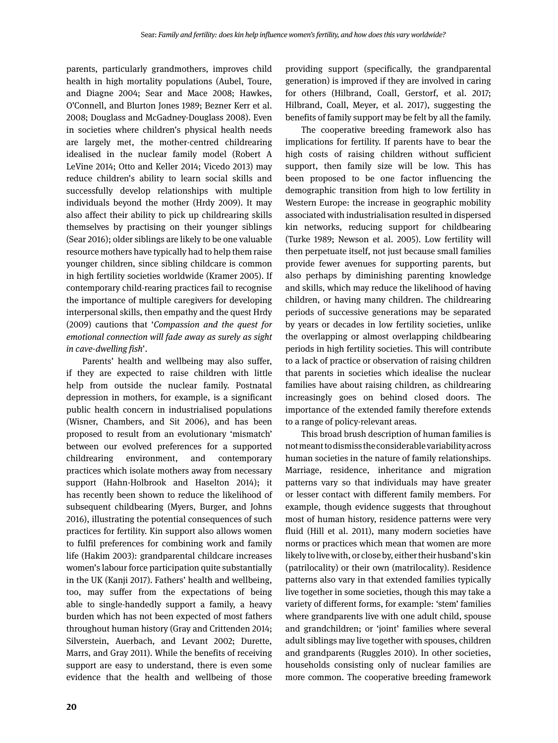parents, particularly grandmothers, improves child health in high mortality populations (Aubel, Toure, and Diagne 2004; Sear and Mace 2008; Hawkes, O'Connell, and Blurton Jones 1989; Bezner Kerr et al. 2008; Douglass and McGadney-Douglass 2008). Even in societies where children's physical health needs are largely met, the mother-centred childrearing idealised in the nuclear family model (Robert A LeVine 2014; Otto and Keller 2014; Vicedo 2013) may reduce children's ability to learn social skills and successfully develop relationships with multiple individuals beyond the mother (Hrdy 2009). It may also affect their ability to pick up childrearing skills themselves by practising on their younger siblings (Sear 2016); older siblings are likely to be one valuable resource mothers have typically had to help them raise younger children, since sibling childcare is common in high fertility societies worldwide (Kramer 2005). If contemporary child-rearing practices fail to recognise the importance of multiple caregivers for developing interpersonal skills, then empathy and the quest Hrdy (2009) cautions that '*Compassion and the quest for emotional connection will fade away as surely as sight in cave-dwelling fish*'.

Parents' health and wellbeing may also suffer, if they are expected to raise children with little help from outside the nuclear family. Postnatal depression in mothers, for example, is a significant public health concern in industrialised populations (Wisner, Chambers, and Sit 2006), and has been proposed to result from an evolutionary 'mismatch' between our evolved preferences for a supported childrearing environment, and contemporary practices which isolate mothers away from necessary support (Hahn-Holbrook and Haselton 2014); it has recently been shown to reduce the likelihood of subsequent childbearing (Myers, Burger, and Johns 2016), illustrating the potential consequences of such practices for fertility. Kin support also allows women to fulfil preferences for combining work and family life (Hakim 2003): grandparental childcare increases women's labour force participation quite substantially in the UK (Kanji 2017). Fathers' health and wellbeing, too, may suffer from the expectations of being able to single-handedly support a family, a heavy burden which has not been expected of most fathers throughout human history (Gray and Crittenden 2014; Silverstein, Auerbach, and Levant 2002; Durette, Marrs, and Gray 2011). While the benefits of receiving support are easy to understand, there is even some evidence that the health and wellbeing of those providing support (specifically, the grandparental generation) is improved if they are involved in caring for others (Hilbrand, Coall, Gerstorf, et al. 2017; Hilbrand, Coall, Meyer, et al. 2017), suggesting the benefits of family support may be felt by all the family.

The cooperative breeding framework also has implications for fertility. If parents have to bear the high costs of raising children without sufficient support, then family size will be low. This has been proposed to be one factor influencing the demographic transition from high to low fertility in Western Europe: the increase in geographic mobility associated with industrialisation resulted in dispersed kin networks, reducing support for childbearing (Turke 1989; Newson et al. 2005). Low fertility will then perpetuate itself, not just because small families provide fewer avenues for supporting parents, but also perhaps by diminishing parenting knowledge and skills, which may reduce the likelihood of having children, or having many children. The childrearing periods of successive generations may be separated by years or decades in low fertility societies, unlike the overlapping or almost overlapping childbearing periods in high fertility societies. This will contribute to a lack of practice or observation of raising children that parents in societies which idealise the nuclear families have about raising children, as childrearing increasingly goes on behind closed doors. The importance of the extended family therefore extends to a range of policy-relevant areas.

This broad brush description of human families is not meant to dismiss the considerable variability across human societies in the nature of family relationships. Marriage, residence, inheritance and migration patterns vary so that individuals may have greater or lesser contact with different family members. For example, though evidence suggests that throughout most of human history, residence patterns were very fluid (Hill et al. 2011), many modern societies have norms or practices which mean that women are more likely to live with, or close by, either their husband's kin (patrilocality) or their own (matrilocality). Residence patterns also vary in that extended families typically live together in some societies, though this may take a variety of different forms, for example: 'stem' families where grandparents live with one adult child, spouse and grandchildren; or 'joint' families where several adult siblings may live together with spouses, children and grandparents (Ruggles 2010). In other societies, households consisting only of nuclear families are more common. The cooperative breeding framework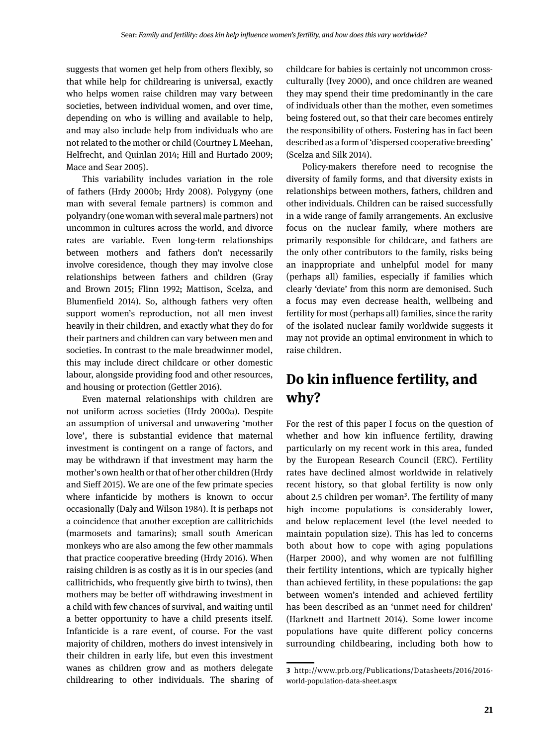suggests that women get help from others flexibly, so that while help for childrearing is universal, exactly who helps women raise children may vary between societies, between individual women, and over time, depending on who is willing and available to help, and may also include help from individuals who are not related to the mother or child (Courtney L Meehan, Helfrecht, and Quinlan 2014; Hill and Hurtado 2009; Mace and Sear 2005).

This variability includes variation in the role of fathers (Hrdy 2000b; Hrdy 2008). Polygyny (one man with several female partners) is common and polyandry (one woman with several male partners) not uncommon in cultures across the world, and divorce rates are variable. Even long-term relationships between mothers and fathers don't necessarily involve coresidence, though they may involve close relationships between fathers and children (Gray and Brown 2015; Flinn 1992; Mattison, Scelza, and Blumenfield 2014). So, although fathers very often support women's reproduction, not all men invest heavily in their children, and exactly what they do for their partners and children can vary between men and societies. In contrast to the male breadwinner model, this may include direct childcare or other domestic labour, alongside providing food and other resources, and housing or protection (Gettler 2016).

Even maternal relationships with children are not uniform across societies (Hrdy 2000a). Despite an assumption of universal and unwavering 'mother love', there is substantial evidence that maternal investment is contingent on a range of factors, and may be withdrawn if that investment may harm the mother's own health or that of her other children (Hrdy and Sieff 2015). We are one of the few primate species where infanticide by mothers is known to occur occasionally (Daly and Wilson 1984). It is perhaps not a coincidence that another exception are callitrichids (marmosets and tamarins); small south American monkeys who are also among the few other mammals that practice cooperative breeding (Hrdy 2016). When raising children is as costly as it is in our species (and callitrichids, who frequently give birth to twins), then mothers may be better off withdrawing investment in a child with few chances of survival, and waiting until a better opportunity to have a child presents itself. Infanticide is a rare event, of course. For the vast majority of children, mothers do invest intensively in their children in early life, but even this investment wanes as children grow and as mothers delegate childrearing to other individuals. The sharing of childcare for babies is certainly not uncommon cross-culturally (Ivey 2000), and once children are weaned they may spend their time predominantly in the care of individuals other than the mother, even sometimes being fostered out, so that their care becomes entirely the responsibility of others. Fostering has in fact been described as a form of 'dispersed cooperative breeding' (Scelza and Silk 2014).

Policy-makers therefore need to recognise the diversity of family forms, and that diversity exists in relationships between mothers, fathers, children and other individuals. Children can be raised successfully in a wide range of family arrangements. An exclusive focus on the nuclear family, where mothers are primarily responsible for childcare, and fathers are the only other contributors to the family, risks being an inappropriate and unhelpful model for many (perhaps all) families, especially if families which clearly 'deviate' from this norm are demonised. Such a focus may even decrease health, wellbeing and fertility for most (perhaps all) families, since the rarity of the isolated nuclear family worldwide suggests it may not provide an optimal environment in which to raise children.

## Do kin influence fertility, and why?

For the rest of this paper I focus on the question of whether and how kin influence fertility, drawing particularly on my recent work in this area, funded by the European Research Council (ERC). Fertility rates have declined almost worldwide in relatively recent history, so that global fertility is now only about 2.5 children per woman[3]. The fertility of many high income populations is considerably lower, and below replacement level (the level needed to maintain population size). This has led to concerns both about how to cope with aging populations (Harper 2000), and why women are not fulfilling their fertility intentions, which are typically higher than achieved fertility, in these populations: the gap between women's intended and achieved fertility has been described as an 'unmet need for children' (Harknett and Hartnett 2014). Some lower income populations have quite different policy concerns surrounding childbearing, including both how to

[3] http://www.prb.org/Publications/Datasheets/2016/2016-world-population-data-sheet.aspx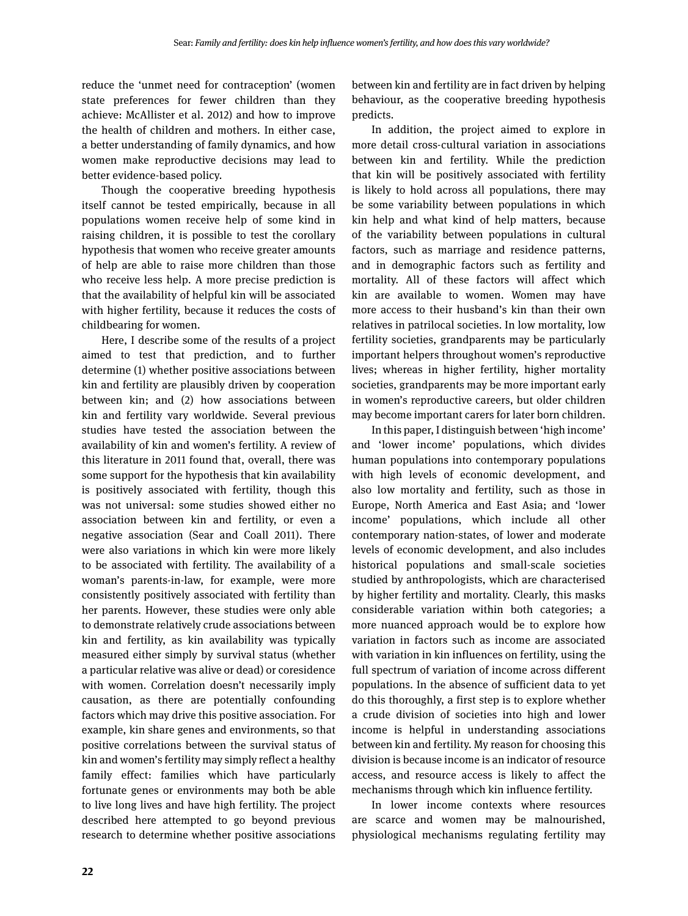reduce the 'unmet need for contraception' (women state preferences for fewer children than they achieve: McAllister et al. 2012) and how to improve the health of children and mothers. In either case, a better understanding of family dynamics, and how women make reproductive decisions may lead to better evidence-based policy.

Though the cooperative breeding hypothesis itself cannot be tested empirically, because in all populations women receive help of some kind in raising children, it is possible to test the corollary hypothesis that women who receive greater amounts of help are able to raise more children than those who receive less help. A more precise prediction is that the availability of helpful kin will be associated with higher fertility, because it reduces the costs of childbearing for women.

Here, I describe some of the results of a project aimed to test that prediction, and to further determine (1) whether positive associations between kin and fertility are plausibly driven by cooperation between kin; and (2) how associations between kin and fertility vary worldwide. Several previous studies have tested the association between the availability of kin and women's fertility. A review of this literature in 2011 found that, overall, there was some support for the hypothesis that kin availability is positively associated with fertility, though this was not universal: some studies showed either no association between kin and fertility, or even a negative association (Sear and Coall 2011). There were also variations in which kin were more likely to be associated with fertility. The availability of a woman's parents-in-law, for example, were more consistently positively associated with fertility than her parents. However, these studies were only able to demonstrate relatively crude associations between kin and fertility, as kin availability was typically measured either simply by survival status (whether a particular relative was alive or dead) or coresidence with women. Correlation doesn't necessarily imply causation, as there are potentially confounding factors which may drive this positive association. For example, kin share genes and environments, so that positive correlations between the survival status of kin and women's fertility may simply reflect a healthy family effect: families which have particularly fortunate genes or environments may both be able to live long lives and have high fertility. The project described here attempted to go beyond previous research to determine whether positive associations between kin and fertility are in fact driven by helping behaviour, as the cooperative breeding hypothesis predicts.

In addition, the project aimed to explore in more detail cross-cultural variation in associations between kin and fertility. While the prediction that kin will be positively associated with fertility is likely to hold across all populations, there may be some variability between populations in which kin help and what kind of help matters, because of the variability between populations in cultural factors, such as marriage and residence patterns, and in demographic factors such as fertility and mortality. All of these factors will affect which kin are available to women. Women may have more access to their husband's kin than their own relatives in patrilocal societies. In low mortality, low fertility societies, grandparents may be particularly important helpers throughout women's reproductive lives; whereas in higher fertility, higher mortality societies, grandparents may be more important early in women's reproductive careers, but older children may become important carers for later born children.

In this paper, I distinguish between 'high income' and 'lower income' populations, which divides human populations into contemporary populations with high levels of economic development, and also low mortality and fertility, such as those in Europe, North America and East Asia; and 'lower income' populations, which include all other contemporary nation-states, of lower and moderate levels of economic development, and also includes historical populations and small-scale societies studied by anthropologists, which are characterised by higher fertility and mortality. Clearly, this masks considerable variation within both categories; a more nuanced approach would be to explore how variation in factors such as income are associated with variation in kin influences on fertility, using the full spectrum of variation of income across different populations. In the absence of sufficient data to yet do this thoroughly, a first step is to explore whether a crude division of societies into high and lower income is helpful in understanding associations between kin and fertility. My reason for choosing this division is because income is an indicator of resource access, and resource access is likely to affect the mechanisms through which kin influence fertility.

In lower income contexts where resources are scarce and women may be malnourished, physiological mechanisms regulating fertility may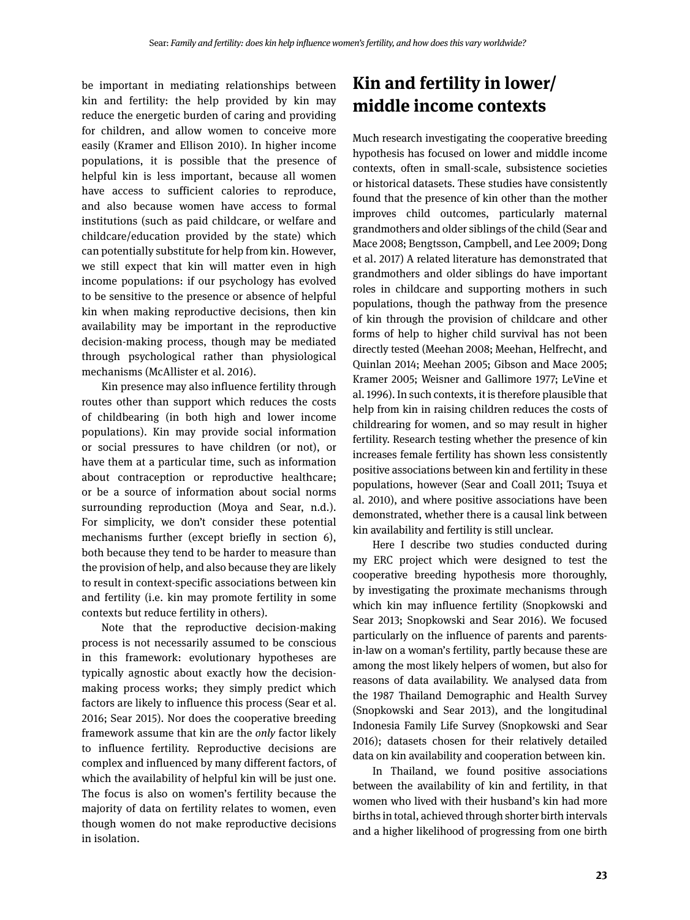be important in mediating relationships between kin and fertility: the help provided by kin may reduce the energetic burden of caring and providing for children, and allow women to conceive more easily (Kramer and Ellison 2010). In higher income populations, it is possible that the presence of helpful kin is less important, because all women have access to sufficient calories to reproduce, and also because women have access to formal institutions (such as paid childcare, or welfare and childcare/education provided by the state) which can potentially substitute for help from kin. However, we still expect that kin will matter even in high income populations: if our psychology has evolved to be sensitive to the presence or absence of helpful kin when making reproductive decisions, then kin availability may be important in the reproductive decision-making process, though may be mediated through psychological rather than physiological mechanisms (McAllister et al. 2016).

Kin presence may also influence fertility through routes other than support which reduces the costs of childbearing (in both high and lower income populations). Kin may provide social information or social pressures to have children (or not), or have them at a particular time, such as information about contraception or reproductive healthcare; or be a source of information about social norms surrounding reproduction (Moya and Sear, n.d.). For simplicity, we don't consider these potential mechanisms further (except briefly in section 6), both because they tend to be harder to measure than the provision of help, and also because they are likely to result in context-specific associations between kin and fertility (i.e. kin may promote fertility in some contexts but reduce fertility in others).

Note that the reproductive decision-making process is not necessarily assumed to be conscious in this framework: evolutionary hypotheses are typically agnostic about exactly how the decision-making process works; they simply predict which factors are likely to influence this process (Sear et al. 2016; Sear 2015). Nor does the cooperative breeding framework assume that kin are the *only* factor likely to influence fertility. Reproductive decisions are complex and influenced by many different factors, of which the availability of helpful kin will be just one. The focus is also on women's fertility because the majority of data on fertility relates to women, even though women do not make reproductive decisions in isolation.

## Kin and fertility in lower/middle income contexts

Much research investigating the cooperative breeding hypothesis has focused on lower and middle income contexts, often in small-scale, subsistence societies or historical datasets. These studies have consistently found that the presence of kin other than the mother improves child outcomes, particularly maternal grandmothers and older siblings of the child (Sear and Mace 2008; Bengtsson, Campbell, and Lee 2009; Dong et al. 2017) A related literature has demonstrated that grandmothers and older siblings do have important roles in childcare and supporting mothers in such populations, though the pathway from the presence of kin through the provision of childcare and other forms of help to higher child survival has not been directly tested (Meehan 2008; Meehan, Helfrecht, and Quinlan 2014; Meehan 2005; Gibson and Mace 2005; Kramer 2005; Weisner and Gallimore 1977; LeVine et al. 1996). In such contexts, it is therefore plausible that help from kin in raising children reduces the costs of childrearing for women, and so may result in higher fertility. Research testing whether the presence of kin increases female fertility has shown less consistently positive associations between kin and fertility in these populations, however (Sear and Coall 2011; Tsuya et al. 2010), and where positive associations have been demonstrated, whether there is a causal link between kin availability and fertility is still unclear.

Here I describe two studies conducted during my ERC project which were designed to test the cooperative breeding hypothesis more thoroughly, by investigating the proximate mechanisms through which kin may influence fertility (Snopkowski and Sear 2013; Snopkowski and Sear 2016). We focused particularly on the influence of parents and parents-in-law on a woman's fertility, partly because these are among the most likely helpers of women, but also for reasons of data availability. We analysed data from the 1987 Thailand Demographic and Health Survey (Snopkowski and Sear 2013), and the longitudinal Indonesia Family Life Survey (Snopkowski and Sear 2016); datasets chosen for their relatively detailed data on kin availability and cooperation between kin.

In Thailand, we found positive associations between the availability of kin and fertility, in that women who lived with their husband's kin had more births in total, achieved through shorter birth intervals and a higher likelihood of progressing from one birth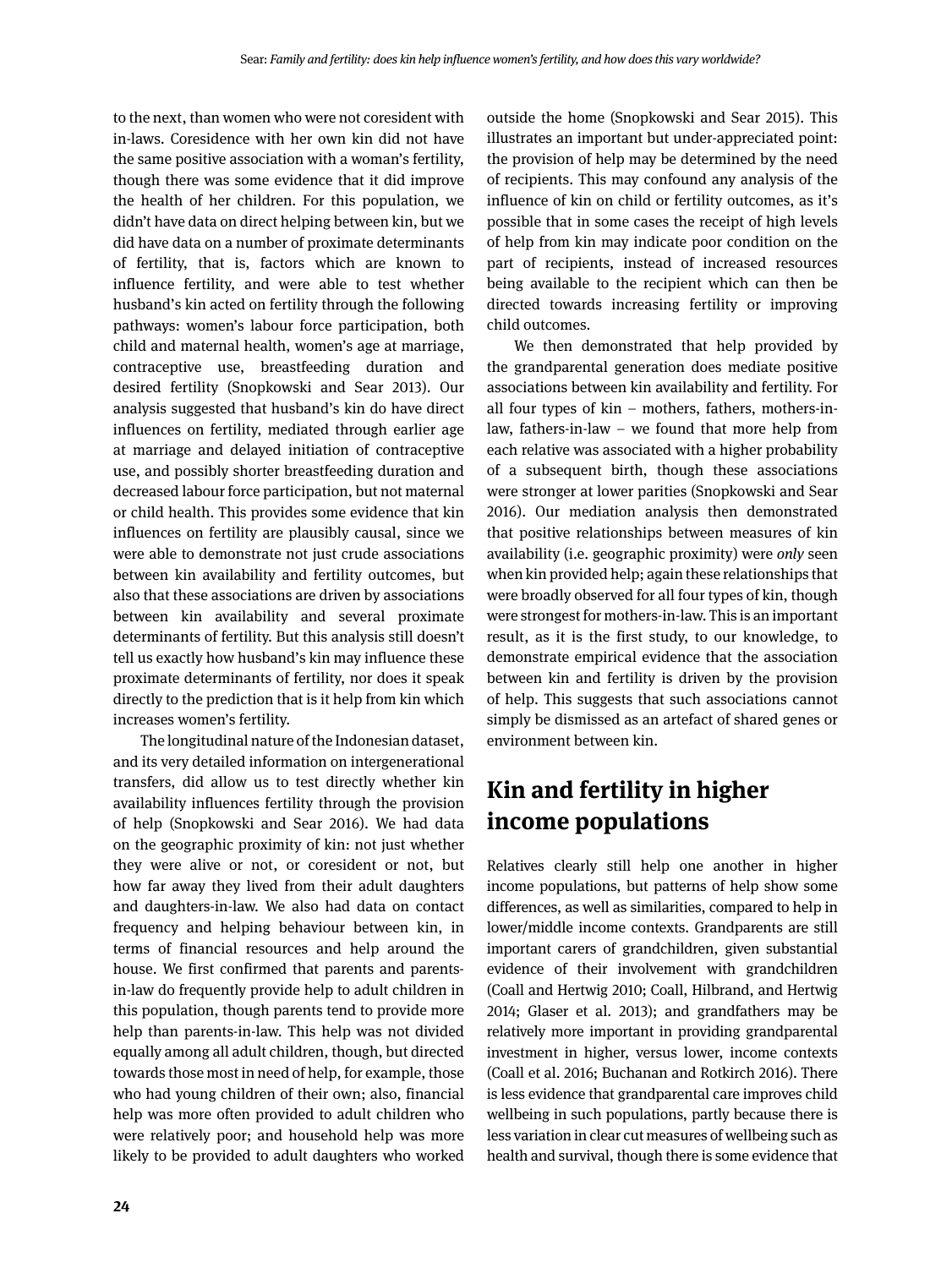to the next, than women who were not coresident with in-laws. Coresidence with her own kin did not have the same positive association with a woman's fertility, though there was some evidence that it did improve the health of her children. For this population, we didn't have data on direct helping between kin, but we did have data on a number of proximate determinants of fertility, that is, factors which are known to influence fertility, and were able to test whether husband's kin acted on fertility through the following pathways: women's labour force participation, both child and maternal health, women's age at marriage, contraceptive use, breastfeeding duration and desired fertility (Snopkowski and Sear 2013). Our analysis suggested that husband's kin do have direct influences on fertility, mediated through earlier age at marriage and delayed initiation of contraceptive use, and possibly shorter breastfeeding duration and decreased labour force participation, but not maternal or child health. This provides some evidence that kin influences on fertility are plausibly causal, since we were able to demonstrate not just crude associations between kin availability and fertility outcomes, but also that these associations are driven by associations between kin availability and several proximate determinants of fertility. But this analysis still doesn't tell us exactly how husband's kin may influence these proximate determinants of fertility, nor does it speak directly to the prediction that is it help from kin which increases women's fertility.

The longitudinal nature of the Indonesian dataset, and its very detailed information on intergenerational transfers, did allow us to test directly whether kin availability influences fertility through the provision of help (Snopkowski and Sear 2016). We had data on the geographic proximity of kin: not just whether they were alive or not, or coresident or not, but how far away they lived from their adult daughters and daughters-in-law. We also had data on contact frequency and helping behaviour between kin, in terms of financial resources and help around the house. We first confirmed that parents and parents-in-law do frequently provide help to adult children in this population, though parents tend to provide more help than parents-in-law. This help was not divided equally among all adult children, though, but directed towards those most in need of help, for example, those who had young children of their own; also, financial help was more often provided to adult children who were relatively poor; and household help was more likely to be provided to adult daughters who worked outside the home (Snopkowski and Sear 2015). This illustrates an important but under-appreciated point: the provision of help may be determined by the need of recipients. This may confound any analysis of the influence of kin on child or fertility outcomes, as it's possible that in some cases the receipt of high levels of help from kin may indicate poor condition on the part of recipients, instead of increased resources being available to the recipient which can then be directed towards increasing fertility or improving child outcomes.

We then demonstrated that help provided by the grandparental generation does mediate positive associations between kin availability and fertility. For all four types of kin – mothers, fathers, mothers-in-law, fathers-in-law – we found that more help from each relative was associated with a higher probability of a subsequent birth, though these associations were stronger at lower parities (Snopkowski and Sear 2016). Our mediation analysis then demonstrated that positive relationships between measures of kin availability (i.e. geographic proximity) were *only* seen when kin provided help; again these relationships that were broadly observed for all four types of kin, though were strongest for mothers-in-law. This is an important result, as it is the first study, to our knowledge, to demonstrate empirical evidence that the association between kin and fertility is driven by the provision of help. This suggests that such associations cannot simply be dismissed as an artefact of shared genes or environment between kin.

## Kin and fertility in higher income populations

Relatives clearly still help one another in higher income populations, but patterns of help show some differences, as well as similarities, compared to help in lower/middle income contexts. Grandparents are still important carers of grandchildren, given substantial evidence of their involvement with grandchildren (Coall and Hertwig 2010; Coall, Hilbrand, and Hertwig 2014; Glaser et al. 2013); and grandfathers may be relatively more important in providing grandparental investment in higher, versus lower, income contexts (Coall et al. 2016; Buchanan and Rotkirch 2016). There is less evidence that grandparental care improves child wellbeing in such populations, partly because there is less variation in clear cut measures of wellbeing such as health and survival, though there is some evidence that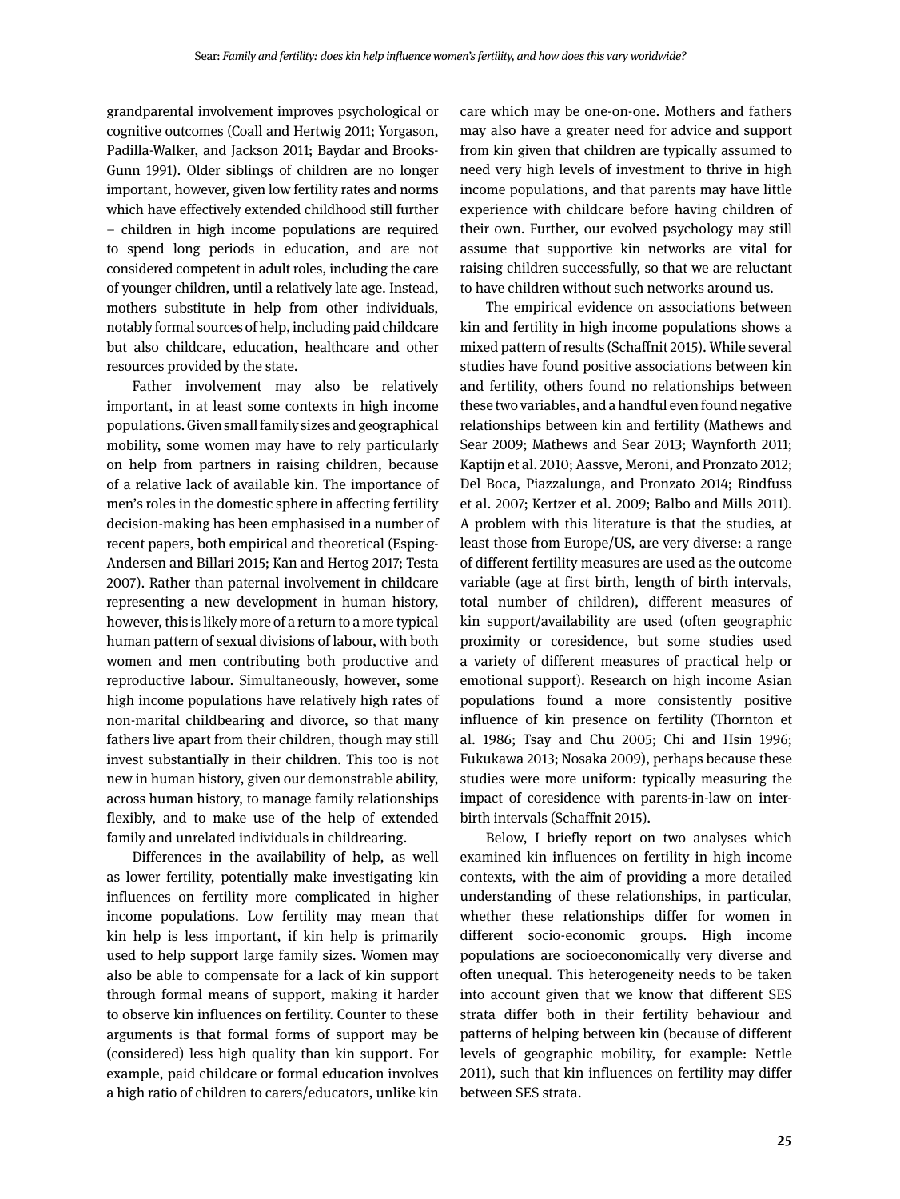grandparental involvement improves psychological or cognitive outcomes (Coall and Hertwig 2011; Yorgason, Padilla-Walker, and Jackson 2011; Baydar and Brooks-Gunn 1991). Older siblings of children are no longer important, however, given low fertility rates and norms which have effectively extended childhood still further – children in high income populations are required to spend long periods in education, and are not considered competent in adult roles, including the care of younger children, until a relatively late age. Instead, mothers substitute in help from other individuals, notably formal sources of help, including paid childcare but also childcare, education, healthcare and other resources provided by the state.

Father involvement may also be relatively important, in at least some contexts in high income populations. Given small family sizes and geographical mobility, some women may have to rely particularly on help from partners in raising children, because of a relative lack of available kin. The importance of men's roles in the domestic sphere in affecting fertility decision-making has been emphasised in a number of recent papers, both empirical and theoretical (Esping-Andersen and Billari 2015; Kan and Hertog 2017; Testa 2007). Rather than paternal involvement in childcare representing a new development in human history, however, this is likely more of a return to a more typical human pattern of sexual divisions of labour, with both women and men contributing both productive and reproductive labour. Simultaneously, however, some high income populations have relatively high rates of non-marital childbearing and divorce, so that many fathers live apart from their children, though may still invest substantially in their children. This too is not new in human history, given our demonstrable ability, across human history, to manage family relationships flexibly, and to make use of the help of extended family and unrelated individuals in childrearing.

Differences in the availability of help, as well as lower fertility, potentially make investigating kin influences on fertility more complicated in higher income populations. Low fertility may mean that kin help is less important, if kin help is primarily used to help support large family sizes. Women may also be able to compensate for a lack of kin support through formal means of support, making it harder to observe kin influences on fertility. Counter to these arguments is that formal forms of support may be (considered) less high quality than kin support. For example, paid childcare or formal education involves a high ratio of children to carers/educators, unlike kin care which may be one-on-one. Mothers and fathers may also have a greater need for advice and support from kin given that children are typically assumed to need very high levels of investment to thrive in high income populations, and that parents may have little experience with childcare before having children of their own. Further, our evolved psychology may still assume that supportive kin networks are vital for raising children successfully, so that we are reluctant to have children without such networks around us.

The empirical evidence on associations between kin and fertility in high income populations shows a mixed pattern of results (Schaffnit 2015). While several studies have found positive associations between kin and fertility, others found no relationships between these two variables, and a handful even found negative relationships between kin and fertility (Mathews and Sear 2009; Mathews and Sear 2013; Waynforth 2011; Kaptijn et al. 2010; Aassve, Meroni, and Pronzato 2012; Del Boca, Piazzalunga, and Pronzato 2014; Rindfuss et al. 2007; Kertzer et al. 2009; Balbo and Mills 2011). A problem with this literature is that the studies, at least those from Europe/US, are very diverse: a range of different fertility measures are used as the outcome variable (age at first birth, length of birth intervals, total number of children), different measures of kin support/availability are used (often geographic proximity or coresidence, but some studies used a variety of different measures of practical help or emotional support). Research on high income Asian populations found a more consistently positive influence of kin presence on fertility (Thornton et al. 1986; Tsay and Chu 2005; Chi and Hsin 1996; Fukukawa 2013; Nosaka 2009), perhaps because these studies were more uniform: typically measuring the impact of coresidence with parents-in-law on inter-birth intervals (Schaffnit 2015).

Below, I briefly report on two analyses which examined kin influences on fertility in high income contexts, with the aim of providing a more detailed understanding of these relationships, in particular, whether these relationships differ for women in different socio-economic groups. High income populations are socioeconomically very diverse and often unequal. This heterogeneity needs to be taken into account given that we know that different SES strata differ both in their fertility behaviour and patterns of helping between kin (because of different levels of geographic mobility, for example: Nettle 2011), such that kin influences on fertility may differ between SES strata.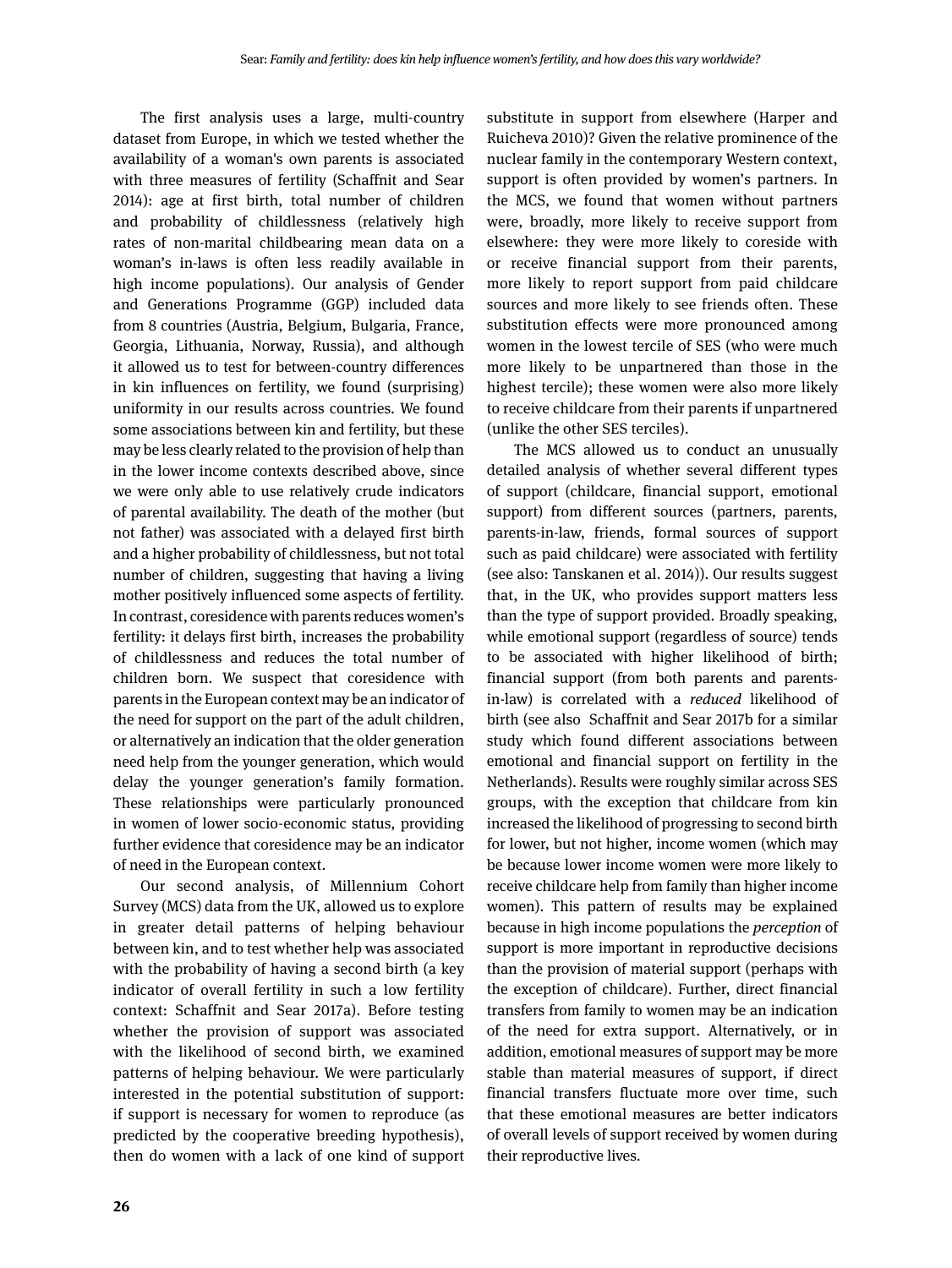The first analysis uses a large, multi-country dataset from Europe, in which we tested whether the availability of a woman's own parents is associated with three measures of fertility (Schaffnit and Sear 2014): age at first birth, total number of children and probability of childlessness (relatively high rates of non-marital childbearing mean data on a woman's in-laws is often less readily available in high income populations). Our analysis of Gender and Generations Programme (GGP) included data from 8 countries (Austria, Belgium, Bulgaria, France, Georgia, Lithuania, Norway, Russia), and although it allowed us to test for between-country differences in kin influences on fertility, we found (surprising) uniformity in our results across countries. We found some associations between kin and fertility, but these may be less clearly related to the provision of help than in the lower income contexts described above, since we were only able to use relatively crude indicators of parental availability. The death of the mother (but not father) was associated with a delayed first birth and a higher probability of childlessness, but not total number of children, suggesting that having a living mother positively influenced some aspects of fertility. In contrast, coresidence with parents reduces women's fertility: it delays first birth, increases the probability of childlessness and reduces the total number of children born. We suspect that coresidence with parents in the European context may be an indicator of the need for support on the part of the adult children, or alternatively an indication that the older generation need help from the younger generation, which would delay the younger generation's family formation. These relationships were particularly pronounced in women of lower socio-economic status, providing further evidence that coresidence may be an indicator of need in the European context.

Our second analysis, of Millennium Cohort Survey (MCS) data from the UK, allowed us to explore in greater detail patterns of helping behaviour between kin, and to test whether help was associated with the probability of having a second birth (a key indicator of overall fertility in such a low fertility context: Schaffnit and Sear 2017a). Before testing whether the provision of support was associated with the likelihood of second birth, we examined patterns of helping behaviour. We were particularly interested in the potential substitution of support: if support is necessary for women to reproduce (as predicted by the cooperative breeding hypothesis), then do women with a lack of one kind of support substitute in support from elsewhere (Harper and Ruicheva 2010)? Given the relative prominence of the nuclear family in the contemporary Western context, support is often provided by women's partners. In the MCS, we found that women without partners were, broadly, more likely to receive support from elsewhere: they were more likely to coreside with or receive financial support from their parents, more likely to report support from paid childcare sources and more likely to see friends often. These substitution effects were more pronounced among women in the lowest tercile of SES (who were much more likely to be unpartnered than those in the highest tercile); these women were also more likely to receive childcare from their parents if unpartnered (unlike the other SES terciles).

The MCS allowed us to conduct an unusually detailed analysis of whether several different types of support (childcare, financial support, emotional support) from different sources (partners, parents, parents-in-law, friends, formal sources of support such as paid childcare) were associated with fertility (see also: Tanskanen et al. 2014)). Our results suggest that, in the UK, who provides support matters less than the type of support provided. Broadly speaking, while emotional support (regardless of source) tends to be associated with higher likelihood of birth; financial support (from both parents and parents-in-law) is correlated with a *reduced* likelihood of birth (see also Schaffnit and Sear 2017b for a similar study which found different associations between emotional and financial support on fertility in the Netherlands). Results were roughly similar across SES groups, with the exception that childcare from kin increased the likelihood of progressing to second birth for lower, but not higher, income women (which may be because lower income women were more likely to receive childcare help from family than higher income women). This pattern of results may be explained because in high income populations the *perception* of support is more important in reproductive decisions than the provision of material support (perhaps with the exception of childcare). Further, direct financial transfers from family to women may be an indication of the need for extra support. Alternatively, or in addition, emotional measures of support may be more stable than material measures of support, if direct financial transfers fluctuate more over time, such that these emotional measures are better indicators of overall levels of support received by women during their reproductive lives.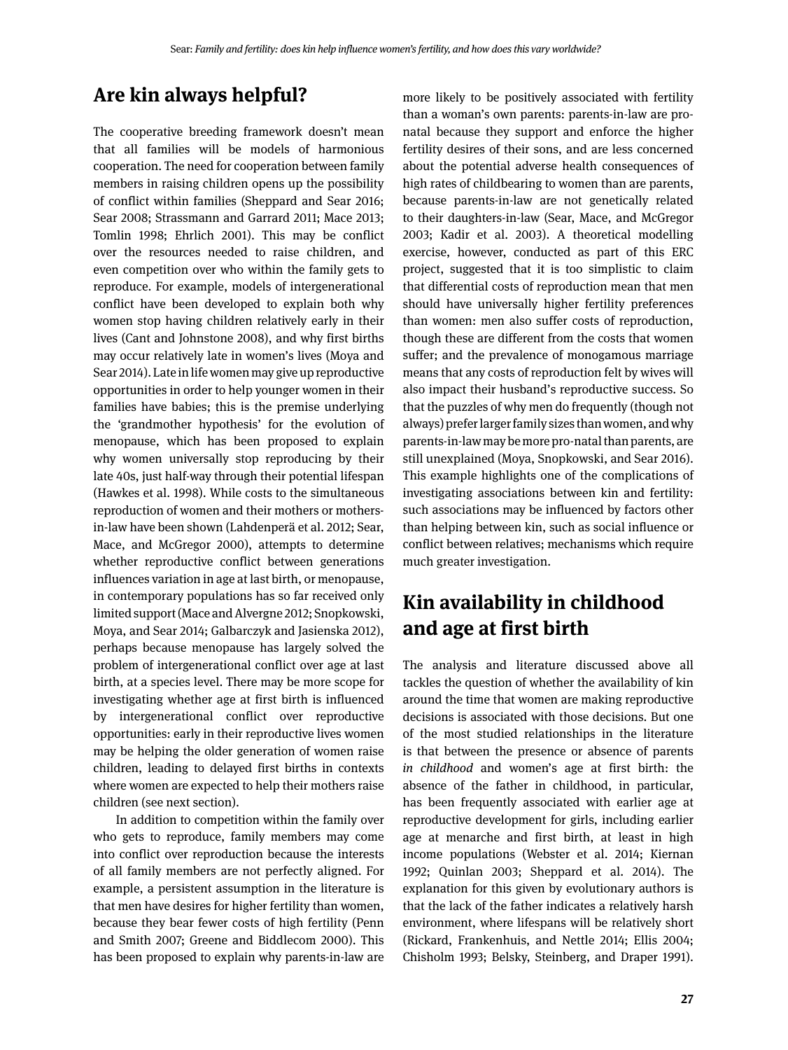## Are kin always helpful?

The cooperative breeding framework doesn't mean that all families will be models of harmonious cooperation. The need for cooperation between family members in raising children opens up the possibility of conflict within families (Sheppard and Sear 2016; Sear 2008; Strassmann and Garrard 2011; Mace 2013; Tomlin 1998; Ehrlich 2001). This may be conflict over the resources needed to raise children, and even competition over who within the family gets to reproduce. For example, models of intergenerational conflict have been developed to explain both why women stop having children relatively early in their lives (Cant and Johnstone 2008), and why first births may occur relatively late in women's lives (Moya and Sear 2014). Late in life women may give up reproductive opportunities in order to help younger women in their families have babies; this is the premise underlying the 'grandmother hypothesis' for the evolution of menopause, which has been proposed to explain why women universally stop reproducing by their late 40s, just half-way through their potential lifespan (Hawkes et al. 1998). While costs to the simultaneous reproduction of women and their mothers or mothers-in-law have been shown (Lahdenperä et al. 2012; Sear, Mace, and McGregor 2000), attempts to determine whether reproductive conflict between generations influences variation in age at last birth, or menopause, in contemporary populations has so far received only limited support (Mace and Alvergne 2012; Snopkowski, Moya, and Sear 2014; Galbarczyk and Jasienska 2012), perhaps because menopause has largely solved the problem of intergenerational conflict over age at last birth, at a species level. There may be more scope for investigating whether age at first birth is influenced by intergenerational conflict over reproductive opportunities: early in their reproductive lives women may be helping the older generation of women raise children, leading to delayed first births in contexts where women are expected to help their mothers raise children (see next section).

In addition to competition within the family over who gets to reproduce, family members may come into conflict over reproduction because the interests of all family members are not perfectly aligned. For example, a persistent assumption in the literature is that men have desires for higher fertility than women, because they bear fewer costs of high fertility (Penn and Smith 2007; Greene and Biddlecom 2000). This has been proposed to explain why parents-in-law are more likely to be positively associated with fertility than a woman's own parents: parents-in-law are pro-natal because they support and enforce the higher fertility desires of their sons, and are less concerned about the potential adverse health consequences of high rates of childbearing to women than are parents, because parents-in-law are not genetically related to their daughters-in-law (Sear, Mace, and McGregor 2003; Kadir et al. 2003). A theoretical modelling exercise, however, conducted as part of this ERC project, suggested that it is too simplistic to claim that differential costs of reproduction mean that men should have universally higher fertility preferences than women: men also suffer costs of reproduction, though these are different from the costs that women suffer; and the prevalence of monogamous marriage means that any costs of reproduction felt by wives will also impact their husband's reproductive success. So that the puzzles of why men do frequently (though not always) prefer larger family sizes than women, and why parents-in-law may be more pro-natal than parents, are still unexplained (Moya, Snopkowski, and Sear 2016). This example highlights one of the complications of investigating associations between kin and fertility: such associations may be influenced by factors other than helping between kin, such as social influence or conflict between relatives; mechanisms which require much greater investigation.

## Kin availability in childhood and age at first birth

The analysis and literature discussed above all tackles the question of whether the availability of kin around the time that women are making reproductive decisions is associated with those decisions. But one of the most studied relationships in the literature is that between the presence or absence of parents *in childhood* and women's age at first birth: the absence of the father in childhood, in particular, has been frequently associated with earlier age at reproductive development for girls, including earlier age at menarche and first birth, at least in high income populations (Webster et al. 2014; Kiernan 1992; Quinlan 2003; Sheppard et al. 2014). The explanation for this given by evolutionary authors is that the lack of the father indicates a relatively harsh environment, where lifespans will be relatively short (Rickard, Frankenhuis, and Nettle 2014; Ellis 2004; Chisholm 1993; Belsky, Steinberg, and Draper 1991).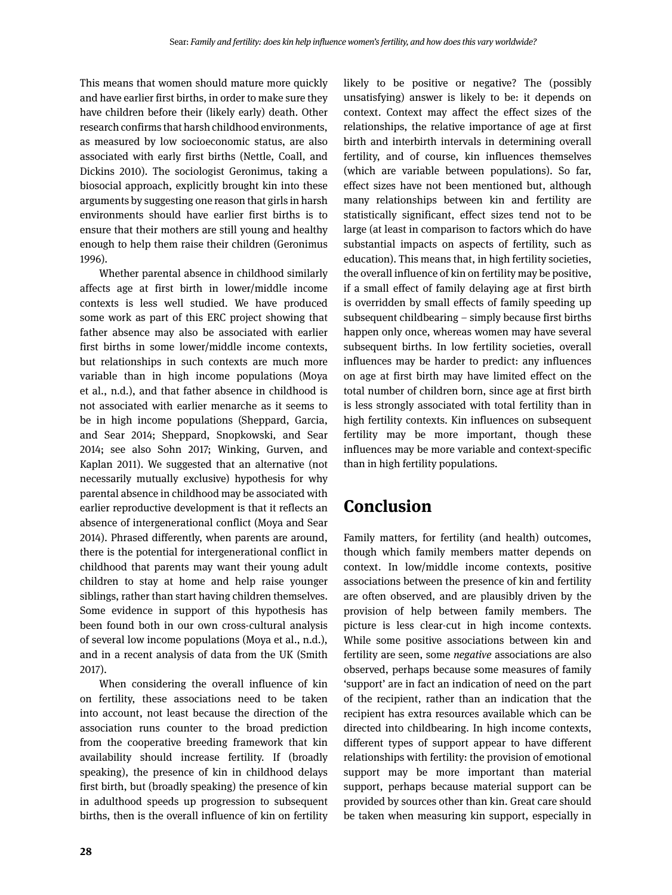This means that women should mature more quickly and have earlier first births, in order to make sure they have children before their (likely early) death. Other research confirms that harsh childhood environments, as measured by low socioeconomic status, are also associated with early first births (Nettle, Coall, and Dickins 2010). The sociologist Geronimus, taking a biosocial approach, explicitly brought kin into these arguments by suggesting one reason that girls in harsh environments should have earlier first births is to ensure that their mothers are still young and healthy enough to help them raise their children (Geronimus 1996).

Whether parental absence in childhood similarly affects age at first birth in lower/middle income contexts is less well studied. We have produced some work as part of this ERC project showing that father absence may also be associated with earlier first births in some lower/middle income contexts, but relationships in such contexts are much more variable than in high income populations (Moya et al., n.d.), and that father absence in childhood is not associated with earlier menarche as it seems to be in high income populations (Sheppard, Garcia, and Sear 2014; Sheppard, Snopkowski, and Sear 2014; see also Sohn 2017; Winking, Gurven, and Kaplan 2011). We suggested that an alternative (not necessarily mutually exclusive) hypothesis for why parental absence in childhood may be associated with earlier reproductive development is that it reflects an absence of intergenerational conflict (Moya and Sear 2014). Phrased differently, when parents are around, there is the potential for intergenerational conflict in childhood that parents may want their young adult children to stay at home and help raise younger siblings, rather than start having children themselves. Some evidence in support of this hypothesis has been found both in our own cross-cultural analysis of several low income populations (Moya et al., n.d.), and in a recent analysis of data from the UK (Smith 2017).

When considering the overall influence of kin on fertility, these associations need to be taken into account, not least because the direction of the association runs counter to the broad prediction from the cooperative breeding framework that kin availability should increase fertility. If (broadly speaking), the presence of kin in childhood delays first birth, but (broadly speaking) the presence of kin in adulthood speeds up progression to subsequent births, then is the overall influence of kin on fertility likely to be positive or negative? The (possibly unsatisfying) answer is likely to be: it depends on context. Context may affect the effect sizes of the relationships, the relative importance of age at first birth and interbirth intervals in determining overall fertility, and of course, kin influences themselves (which are variable between populations). So far, effect sizes have not been mentioned but, although many relationships between kin and fertility are statistically significant, effect sizes tend not to be large (at least in comparison to factors which do have substantial impacts on aspects of fertility, such as education). This means that, in high fertility societies, the overall influence of kin on fertility may be positive, if a small effect of family delaying age at first birth is overridden by small effects of family speeding up subsequent childbearing – simply because first births happen only once, whereas women may have several subsequent births. In low fertility societies, overall influences may be harder to predict: any influences on age at first birth may have limited effect on the total number of children born, since age at first birth is less strongly associated with total fertility than in high fertility contexts. Kin influences on subsequent fertility may be more important, though these influences may be more variable and context-specific than in high fertility populations.

## Conclusion

Family matters, for fertility (and health) outcomes, though which family members matter depends on context. In low/middle income contexts, positive associations between the presence of kin and fertility are often observed, and are plausibly driven by the provision of help between family members. The picture is less clear-cut in high income contexts. While some positive associations between kin and fertility are seen, some *negative* associations are also observed, perhaps because some measures of family 'support' are in fact an indication of need on the part of the recipient, rather than an indication that the recipient has extra resources available which can be directed into childbearing. In high income contexts, different types of support appear to have different relationships with fertility: the provision of emotional support may be more important than material support, perhaps because material support can be provided by sources other than kin. Great care should be taken when measuring kin support, especially in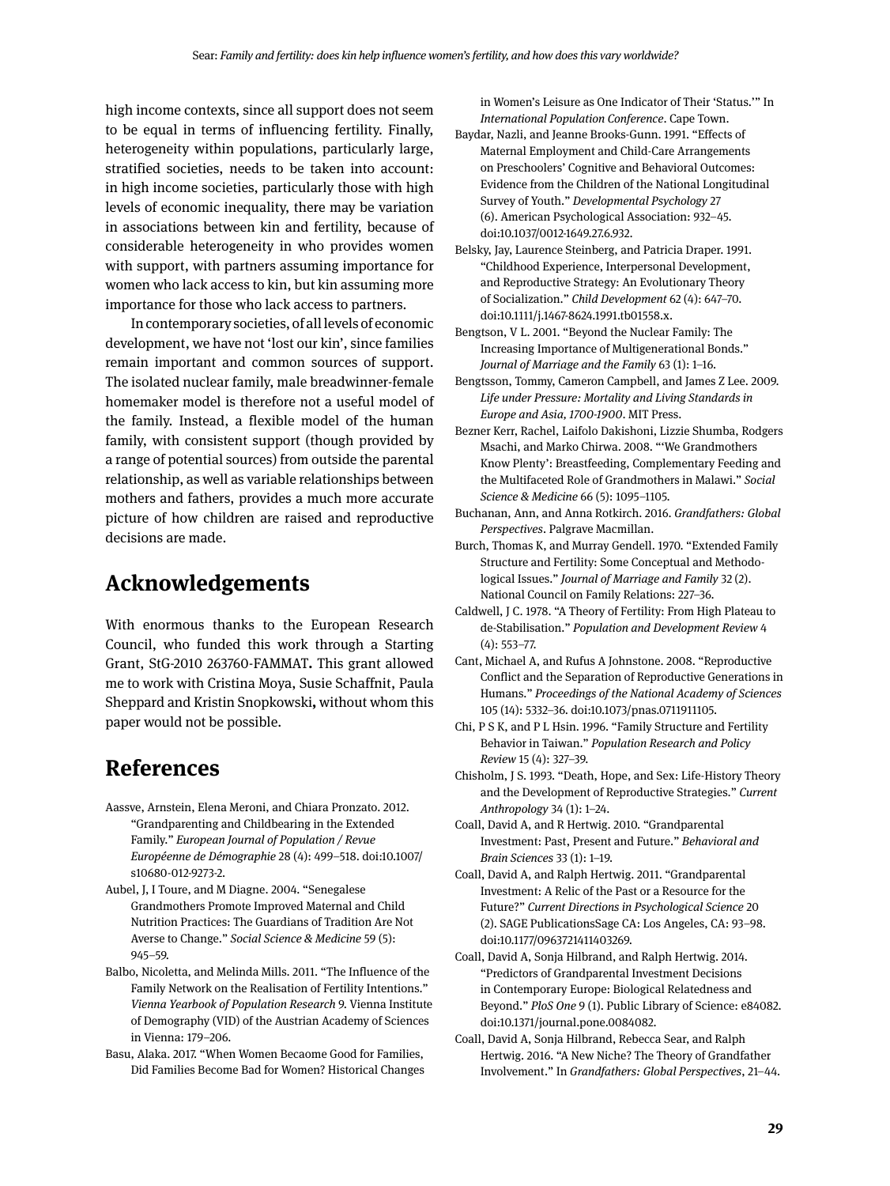high income contexts, since all support does not seem to be equal in terms of influencing fertility. Finally, heterogeneity within populations, particularly large, stratified societies, needs to be taken into account: in high income societies, particularly those with high levels of economic inequality, there may be variation in associations between kin and fertility, because of considerable heterogeneity in who provides women with support, with partners assuming importance for women who lack access to kin, but kin assuming more importance for those who lack access to partners.

In contemporary societies, of all levels of economic development, we have not 'lost our kin', since families remain important and common sources of support. The isolated nuclear family, male breadwinner-female homemaker model is therefore not a useful model of the family. Instead, a flexible model of the human family, with consistent support (though provided by a range of potential sources) from outside the parental relationship, as well as variable relationships between mothers and fathers, provides a much more accurate picture of how children are raised and reproductive decisions are made.

## Acknowledgements

With enormous thanks to the European Research Council, who funded this work through a Starting Grant, StG-2010 263760-FAMMAT**.** This grant allowed me to work with Cristina Moya, Susie Schaffnit, Paula Sheppard and Kristin Snopkowski**,** without whom this paper would not be possible.

## References

Aassve, Arnstein, Elena Meroni, and Chiara Pronzato. 2012. "Grandparenting and Childbearing in the Extended Family." *European Journal of Population / Revue Européenne de Démographie* 28 (4): 499–518. doi:10.1007/s10680-012-9273-2.

Aubel, J, I Toure, and M Diagne. 2004. "Senegalese Grandmothers Promote Improved Maternal and Child Nutrition Practices: The Guardians of Tradition Are Not Averse to Change." *Social Science & Medicine* 59 (5): 945–59.

Balbo, Nicoletta, and Melinda Mills. 2011. "The Influence of the Family Network on the Realisation of Fertility Intentions." *Vienna Yearbook of Population Research* 9. Vienna Institute of Demography (VID) of the Austrian Academy of Sciences in Vienna: 179–206.

Basu, Alaka. 2017. "When Women Becaome Good for Families, Did Families Become Bad for Women? Historical Changes in Women's Leisure as One Indicator of Their 'Status.'" In *International Population Conference*. Cape Town.

Baydar, Nazli, and Jeanne Brooks-Gunn. 1991. "Effects of Maternal Employment and Child-Care Arrangements on Preschoolers' Cognitive and Behavioral Outcomes: Evidence from the Children of the National Longitudinal Survey of Youth." *Developmental Psychology* 27 (6). American Psychological Association: 932–45. doi:10.1037/0012-1649.27.6.932.

Belsky, Jay, Laurence Steinberg, and Patricia Draper. 1991. "Childhood Experience, Interpersonal Development, and Reproductive Strategy: An Evolutionary Theory of Socialization." *Child Development* 62 (4): 647–70. doi:10.1111/j.1467-8624.1991.tb01558.x.

Bengtson, V L. 2001. "Beyond the Nuclear Family: The Increasing Importance of Multigenerational Bonds." *Journal of Marriage and the Family* 63 (1): 1–16.

Bengtsson, Tommy, Cameron Campbell, and James Z Lee. 2009. *Life under Pressure: Mortality and Living Standards in Europe and Asia, 1700-1900*. MIT Press.

Bezner Kerr, Rachel, Laifolo Dakishoni, Lizzie Shumba, Rodgers Msachi, and Marko Chirwa. 2008. "'We Grandmothers Know Plenty': Breastfeeding, Complementary Feeding and the Multifaceted Role of Grandmothers in Malawi." *Social Science & Medicine* 66 (5): 1095–1105.

Buchanan, Ann, and Anna Rotkirch. 2016. *Grandfathers: Global Perspectives*. Palgrave Macmillan.

Burch, Thomas K, and Murray Gendell. 1970. "Extended Family Structure and Fertility: Some Conceptual and Methodological Issues." *Journal of Marriage and Family* 32 (2). National Council on Family Relations: 227–36.

Caldwell, J C. 1978. "A Theory of Fertility: From High Plateau to de-Stabilisation." *Population and Development Review* 4 (4): 553–77.

Cant, Michael A, and Rufus A Johnstone. 2008. "Reproductive Conflict and the Separation of Reproductive Generations in Humans." *Proceedings of the National Academy of Sciences* 105 (14): 5332–36. doi:10.1073/pnas.0711911105.

Chi, P S K, and P L Hsin. 1996. "Family Structure and Fertility Behavior in Taiwan." *Population Research and Policy Review* 15 (4): 327–39.

Chisholm, J S. 1993. "Death, Hope, and Sex: Life-History Theory and the Development of Reproductive Strategies." *Current Anthropology* 34 (1): 1–24.

Coall, David A, and R Hertwig. 2010. "Grandparental Investment: Past, Present and Future." *Behavioral and Brain Sciences* 33 (1): 1–19.

Coall, David A, and Ralph Hertwig. 2011. "Grandparental Investment: A Relic of the Past or a Resource for the Future?" *Current Directions in Psychological Science* 20 (2). SAGE PublicationsSage CA: Los Angeles, CA: 93–98. doi:10.1177/0963721411403269.

Coall, David A, Sonja Hilbrand, and Ralph Hertwig. 2014. "Predictors of Grandparental Investment Decisions in Contemporary Europe: Biological Relatedness and Beyond." *PloS One* 9 (1). Public Library of Science: e84082. doi:10.1371/journal.pone.0084082.

Coall, David A, Sonja Hilbrand, Rebecca Sear, and Ralph Hertwig. 2016. "A New Niche? The Theory of Grandfather Involvement." In *Grandfathers: Global Perspectives*, 21–44.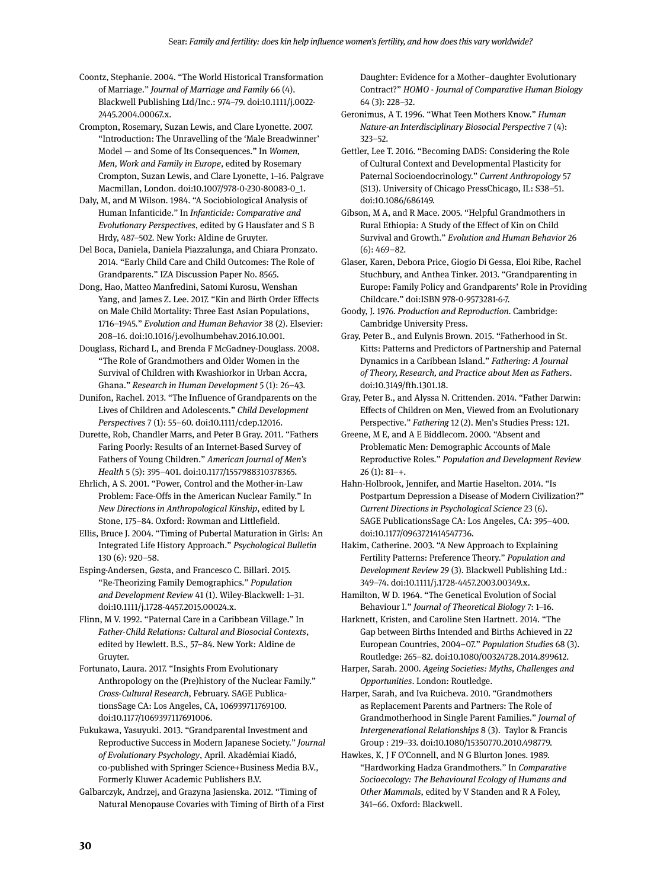Coontz, Stephanie. 2004. "The World Historical Transformation of Marriage." *Journal of Marriage and Family* 66 (4). Blackwell Publishing Ltd/Inc.: 974–79. doi:10.1111/j.0022-2445.2004.00067.x.

Crompton, Rosemary, Suzan Lewis, and Clare Lyonette. 2007. "Introduction: The Unravelling of the 'Male Breadwinner' Model — and Some of Its Consequences." In *Women, Men, Work and Family in Europe*, edited by Rosemary Crompton, Suzan Lewis, and Clare Lyonette, 1–16. Palgrave Macmillan, London. doi:10.1007/978-0-230-80083-0_1.

Daly, M, and M Wilson. 1984. "A Sociobiological Analysis of Human Infanticide." In *Infanticide: Comparative and Evolutionary Perspectives*, edited by G Hausfater and S B Hrdy, 487–502. New York: Aldine de Gruyter.

Del Boca, Daniela, Daniela Piazzalunga, and Chiara Pronzato. 2014. "Early Child Care and Child Outcomes: The Role of Grandparents." IZA Discussion Paper No. 8565.

Dong, Hao, Matteo Manfredini, Satomi Kurosu, Wenshan Yang, and James Z. Lee. 2017. "Kin and Birth Order Effects on Male Child Mortality: Three East Asian Populations, 1716–1945." *Evolution and Human Behavior* 38 (2). Elsevier: 208–16. doi:10.1016/j.evolhumbehav.2016.10.001.

Douglass, Richard L, and Brenda F McGadney-Douglass. 2008. "The Role of Grandmothers and Older Women in the Survival of Children with Kwashiorkor in Urban Accra, Ghana." *Research in Human Development* 5 (1): 26–43.

Dunifon, Rachel. 2013. "The Influence of Grandparents on the Lives of Children and Adolescents." *Child Development Perspectives* 7 (1): 55–60. doi:10.1111/cdep.12016.

Durette, Rob, Chandler Marrs, and Peter B Gray. 2011. "Fathers Faring Poorly: Results of an Internet-Based Survey of Fathers of Young Children." *American Journal of Men's Health* 5 (5): 395–401. doi:10.1177/1557988310378365.

Ehrlich, A S. 2001. "Power, Control and the Mother-in-Law Problem: Face-Offs in the American Nuclear Family." In *New Directions in Anthropological Kinship*, edited by L Stone, 175–84. Oxford: Rowman and Littlefield.

Ellis, Bruce J. 2004. "Timing of Pubertal Maturation in Girls: An Integrated Life History Approach." *Psychological Bulletin* 130 (6): 920–58.

Esping-Andersen, Gøsta, and Francesco C. Billari. 2015. "Re-Theorizing Family Demographics." *Population and Development Review* 41 (1). Wiley-Blackwell: 1–31. doi:10.1111/j.1728-4457.2015.00024.x.

Flinn, M V. 1992. "Paternal Care in a Caribbean Village." In *Father-Child Relations: Cultural and Biosocial Contexts*, edited by Hewlett. B.S., 57–84. New York: Aldine de Gruyter.

Fortunato, Laura. 2017. "Insights From Evolutionary Anthropology on the (Pre)history of the Nuclear Family." *Cross-Cultural Research*, February. SAGE PublicationsSage CA: Los Angeles, CA, 106939711769100. doi:10.1177/1069397117691006.

Fukukawa, Yasuyuki. 2013. "Grandparental Investment and Reproductive Success in Modern Japanese Society." *Journal of Evolutionary Psychology*, April. Akadémiai Kiadó, co-published with Springer Science+Business Media B.V., Formerly Kluwer Academic Publishers B.V.

Galbarczyk, Andrzej, and Grazyna Jasienska. 2012. "Timing of Natural Menopause Covaries with Timing of Birth of a First Daughter: Evidence for a Mother–daughter Evolutionary Contract?" *HOMO - Journal of Comparative Human Biology* 64 (3): 228–32.

Geronimus, A T. 1996. "What Teen Mothers Know." *Human Nature-an Interdisciplinary Biosocial Perspective* 7 (4): 323–52.

Gettler, Lee T. 2016. "Becoming DADS: Considering the Role of Cultural Context and Developmental Plasticity for Paternal Socioendocrinology." *Current Anthropology* 57 (S13). University of Chicago PressChicago, IL: S38–51. doi:10.1086/686149.

Gibson, M A, and R Mace. 2005. "Helpful Grandmothers in Rural Ethiopia: A Study of the Effect of Kin on Child Survival and Growth." *Evolution and Human Behavior* 26 (6): 469–82.

Glaser, Karen, Debora Price, Gigio Di Gessa, Eloi Ribe, Rachel Stuchbury, and Anthea Tinker. 2013. "Grandparenting in Europe: Family Policy and Grandparents' Role in Providing Childcare." doi:ISBN 978-0-9573281-6-7.

Goody, J. 1976. *Production and Reproduction*. Cambridge: Cambridge University Press.

Gray, Peter B., and Eulynis Brown. 2015. "Fatherhood in St. Kitts: Patterns and Predictors of Partnership and Paternal Dynamics in a Caribbean Island." *Fathering: A Journal of Theory, Research, and Practice about Men as Fathers*. doi:10.3149/fth.1301.18.

Gray, Peter B., and Alyssa N. Crittenden. 2014. "Father Darwin: Effects of Children on Men, Viewed from an Evolutionary Perspective." *Fathering* 12 (2). Men's Studies Press: 121.

Greene, M E, and A E Biddlecom. 2000. "Absent and Problematic Men: Demographic Accounts of Male Reproductive Roles." *Population and Development Review* 26 (1): 81–+.

Hahn-Holbrook, Jennifer, and Martie Haselton. 2014. "Is Postpartum Depression a Disease of Modern Civilization?" *Current Directions in Psychological Science* 23 (6). SAGE PublicationsSage CA: Los Angeles, CA: 395–400. doi:10.1177/0963721414547736.

Hakim, Catherine. 2003. "A New Approach to Explaining Fertility Patterns: Preference Theory." *Population and Development Review* 29 (3). Blackwell Publishing Ltd.: 349–74. doi:10.1111/j.1728-4457.2003.00349.x.

Hamilton, W D. 1964. "The Genetical Evolution of Social Behaviour I." *Journal of Theoretical Biology* 7: 1–16.

Harknett, Kristen, and Caroline Sten Hartnett. 2014. "The Gap between Births Intended and Births Achieved in 22 European Countries, 2004–07." *Population Studies* 68 (3). Routledge: 265–82. doi:10.1080/00324728.2014.899612.

Harper, Sarah. 2000. *Ageing Societies: Myths, Challenges and Opportunities*. London: Routledge.

Harper, Sarah, and Iva Ruicheva. 2010. "Grandmothers as Replacement Parents and Partners: The Role of Grandmotherhood in Single Parent Families." *Journal of Intergenerational Relationships* 8 (3). Taylor & Francis Group : 219–33. doi:10.1080/15350770.2010.498779.

Hawkes, K, J F O'Connell, and N G Blurton Jones. 1989. "Hardworking Hadza Grandmothers." In *Comparative Socioecology: The Behavioural Ecology of Humans and Other Mammals*, edited by V Standen and R A Foley, 341–66. Oxford: Blackwell.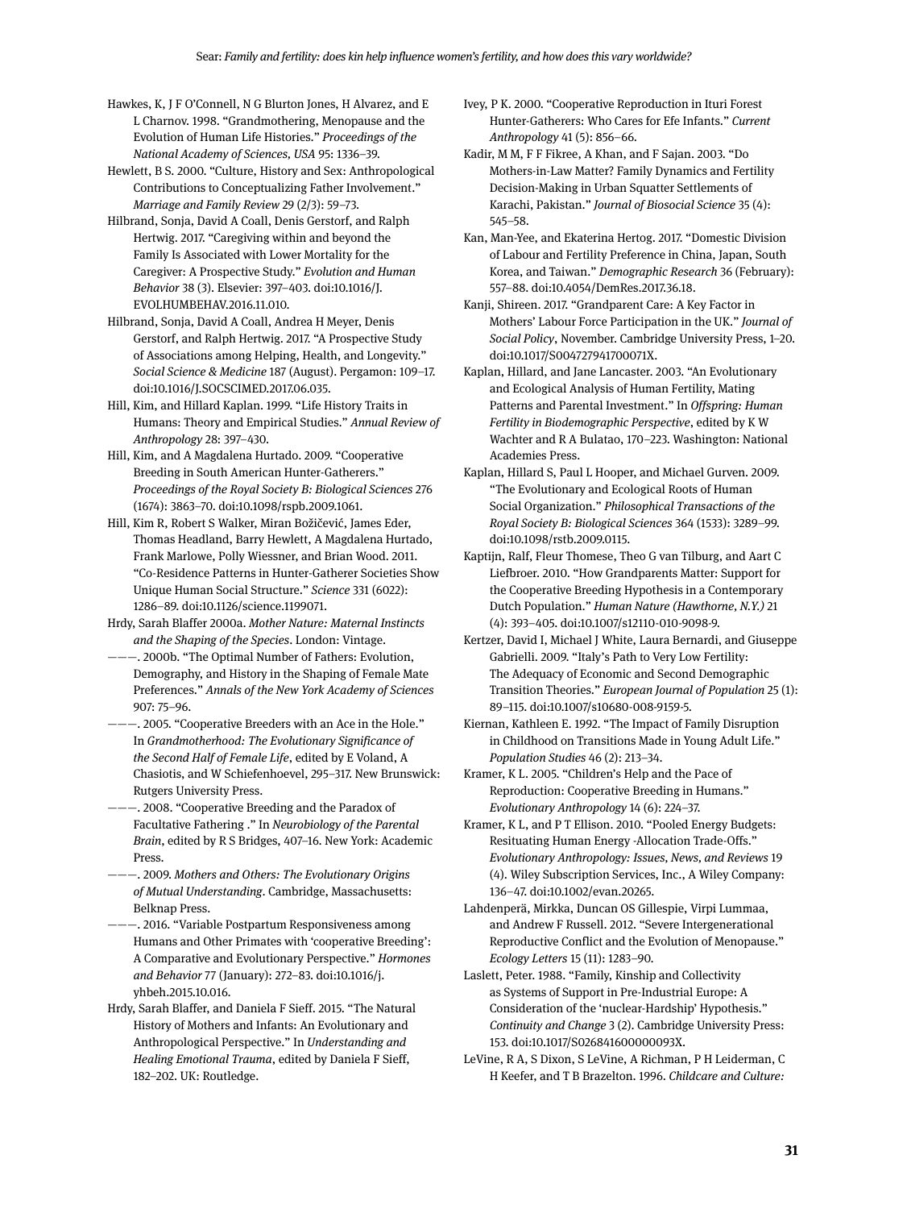Hawkes, K, J F O'Connell, N G Blurton Jones, H Alvarez, and E L Charnov. 1998. "Grandmothering, Menopause and the Evolution of Human Life Histories." *Proceedings of the National Academy of Sciences, USA* 95: 1336–39.

Hewlett, B S. 2000. "Culture, History and Sex: Anthropological Contributions to Conceptualizing Father Involvement." *Marriage and Family Review* 29 (2/3): 59–73.

Hilbrand, Sonja, David A Coall, Denis Gerstorf, and Ralph Hertwig. 2017. "Caregiving within and beyond the Family Is Associated with Lower Mortality for the Caregiver: A Prospective Study." *Evolution and Human Behavior* 38 (3). Elsevier: 397–403. doi:10.1016/J.EVOLHUMBEHAV.2016.11.010.

Hilbrand, Sonja, David A Coall, Andrea H Meyer, Denis Gerstorf, and Ralph Hertwig. 2017. "A Prospective Study of Associations among Helping, Health, and Longevity." *Social Science & Medicine* 187 (August). Pergamon: 109–17. doi:10.1016/J.SOCSCIMED.2017.06.035.

Hill, Kim, and Hillard Kaplan. 1999. "Life History Traits in Humans: Theory and Empirical Studies." *Annual Review of Anthropology* 28: 397–430.

Hill, Kim, and A Magdalena Hurtado. 2009. "Cooperative Breeding in South American Hunter-Gatherers." *Proceedings of the Royal Society B: Biological Sciences* 276 (1674): 3863–70. doi:10.1098/rspb.2009.1061.

Hill, Kim R, Robert S Walker, Miran Božičević, James Eder, Thomas Headland, Barry Hewlett, A Magdalena Hurtado, Frank Marlowe, Polly Wiessner, and Brian Wood. 2011. "Co-Residence Patterns in Hunter-Gatherer Societies Show Unique Human Social Structure." *Science* 331 (6022): 1286–89. doi:10.1126/science.1199071.

Hrdy, Sarah Blaffer 2000a. *Mother Nature: Maternal Instincts and the Shaping of the Species*. London: Vintage.

———. 2000b. "The Optimal Number of Fathers: Evolution, Demography, and History in the Shaping of Female Mate Preferences." *Annals of the New York Academy of Sciences* 907: 75–96.

———. 2005. "Cooperative Breeders with an Ace in the Hole." In *Grandmotherhood: The Evolutionary Significance of the Second Half of Female Life*, edited by E Voland, A Chasiotis, and W Schiefenhoevel, 295–317. New Brunswick: Rutgers University Press.

———. 2008. "Cooperative Breeding and the Paradox of Facultative Fathering ." In *Neurobiology of the Parental Brain*, edited by R S Bridges, 407–16. New York: Academic Press.

———. 2009. *Mothers and Others: The Evolutionary Origins of Mutual Understanding*. Cambridge, Massachusetts: Belknap Press.

———. 2016. "Variable Postpartum Responsiveness among Humans and Other Primates with 'cooperative Breeding': A Comparative and Evolutionary Perspective." *Hormones and Behavior* 77 (January): 272–83. doi:10.1016/j.yhbeh.2015.10.016.

Hrdy, Sarah Blaffer, and Daniela F Sieff. 2015. "The Natural History of Mothers and Infants: An Evolutionary and Anthropological Perspective." In *Understanding and Healing Emotional Trauma*, edited by Daniela F Sieff, 182–202. UK: Routledge.

Ivey, P K. 2000. "Cooperative Reproduction in Ituri Forest Hunter-Gatherers: Who Cares for Efe Infants." *Current Anthropology* 41 (5): 856–66.

Kadir, M M, F F Fikree, A Khan, and F Sajan. 2003. "Do Mothers-in-Law Matter? Family Dynamics and Fertility Decision-Making in Urban Squatter Settlements of Karachi, Pakistan." *Journal of Biosocial Science* 35 (4): 545–58.

Kan, Man-Yee, and Ekaterina Hertog. 2017. "Domestic Division of Labour and Fertility Preference in China, Japan, South Korea, and Taiwan." *Demographic Research* 36 (February): 557–88. doi:10.4054/DemRes.2017.36.18.

Kanji, Shireen. 2017. "Grandparent Care: A Key Factor in Mothers' Labour Force Participation in the UK." *Journal of Social Policy*, November. Cambridge University Press, 1–20. doi:10.1017/S004727941700071X.

Kaplan, Hillard, and Jane Lancaster. 2003. "An Evolutionary and Ecological Analysis of Human Fertility, Mating Patterns and Parental Investment." In *Offspring: Human Fertility in Biodemographic Perspective*, edited by K W Wachter and R A Bulatao, 170–223. Washington: National Academies Press.

Kaplan, Hillard S, Paul L Hooper, and Michael Gurven. 2009. "The Evolutionary and Ecological Roots of Human Social Organization." *Philosophical Transactions of the Royal Society B: Biological Sciences* 364 (1533): 3289–99. doi:10.1098/rstb.2009.0115.

Kaptijn, Ralf, Fleur Thomese, Theo G van Tilburg, and Aart C Liefbroer. 2010. "How Grandparents Matter: Support for the Cooperative Breeding Hypothesis in a Contemporary Dutch Population." *Human Nature (Hawthorne, N.Y.)* 21 (4): 393–405. doi:10.1007/s12110-010-9098-9.

Kertzer, David I, Michael J White, Laura Bernardi, and Giuseppe Gabrielli. 2009. "Italy's Path to Very Low Fertility: The Adequacy of Economic and Second Demographic Transition Theories." *European Journal of Population* 25 (1): 89–115. doi:10.1007/s10680-008-9159-5.

Kiernan, Kathleen E. 1992. "The Impact of Family Disruption in Childhood on Transitions Made in Young Adult Life." *Population Studies* 46 (2): 213–34.

Kramer, K L. 2005. "Children's Help and the Pace of Reproduction: Cooperative Breeding in Humans." *Evolutionary Anthropology* 14 (6): 224–37.

Kramer, K L, and P T Ellison. 2010. "Pooled Energy Budgets: Resituating Human Energy -Allocation Trade-Offs." *Evolutionary Anthropology: Issues, News, and Reviews* 19 (4). Wiley Subscription Services, Inc., A Wiley Company: 136–47. doi:10.1002/evan.20265.

Lahdenperä, Mirkka, Duncan OS Gillespie, Virpi Lummaa, and Andrew F Russell. 2012. "Severe Intergenerational Reproductive Conflict and the Evolution of Menopause." *Ecology Letters* 15 (11): 1283–90.

Laslett, Peter. 1988. "Family, Kinship and Collectivity as Systems of Support in Pre-Industrial Europe: A Consideration of the 'nuclear-Hardship' Hypothesis." *Continuity and Change* 3 (2). Cambridge University Press: 153. doi:10.1017/S026841600000093X.

LeVine, R A, S Dixon, S LeVine, A Richman, P H Leiderman, C H Keefer, and T B Brazelton. 1996. *Childcare and Culture:*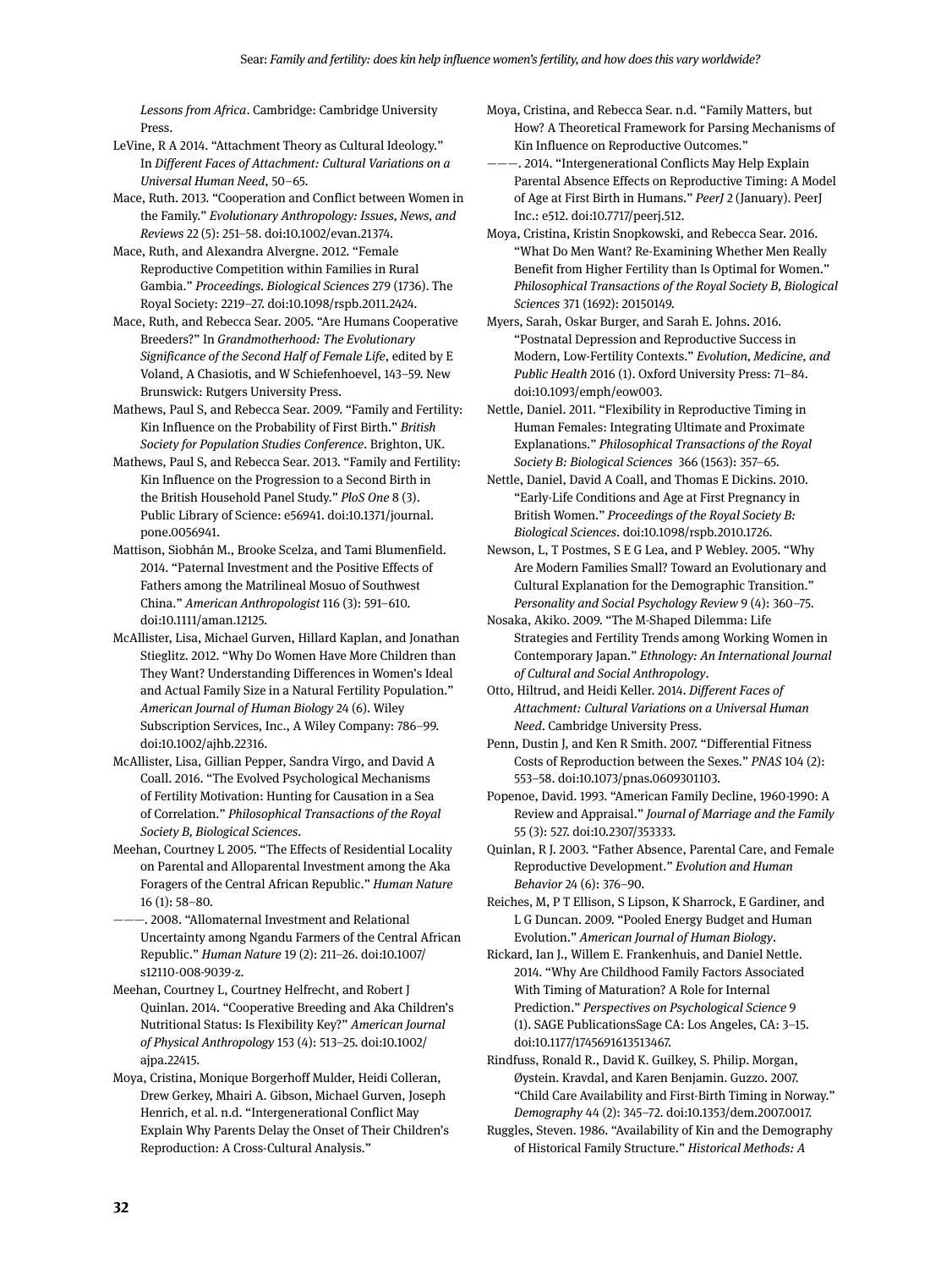*Lessons from Africa*. Cambridge: Cambridge University Press.

LeVine, R A 2014. "Attachment Theory as Cultural Ideology." In *Different Faces of Attachment: Cultural Variations on a Universal Human Need*, 50–65.

Mace, Ruth. 2013. "Cooperation and Conflict between Women in the Family." *Evolutionary Anthropology: Issues, News, and Reviews* 22 (5): 251–58. doi:10.1002/evan.21374.

Mace, Ruth, and Alexandra Alvergne. 2012. "Female Reproductive Competition within Families in Rural Gambia." *Proceedings. Biological Sciences* 279 (1736). The Royal Society: 2219–27. doi:10.1098/rspb.2011.2424.

Mace, Ruth, and Rebecca Sear. 2005. "Are Humans Cooperative Breeders?" In *Grandmotherhood: The Evolutionary Significance of the Second Half of Female Life*, edited by E Voland, A Chasiotis, and W Schiefenhoevel, 143–59. New Brunswick: Rutgers University Press.

Mathews, Paul S, and Rebecca Sear. 2009. "Family and Fertility: Kin Influence on the Probability of First Birth." *British Society for Population Studies Conference*. Brighton, UK.

Mathews, Paul S, and Rebecca Sear. 2013. "Family and Fertility: Kin Influence on the Progression to a Second Birth in the British Household Panel Study." *PloS One* 8 (3). Public Library of Science: e56941. doi:10.1371/journal.pone.0056941.

Mattison, Siobhán M., Brooke Scelza, and Tami Blumenfield. 2014. "Paternal Investment and the Positive Effects of Fathers among the Matrilineal Mosuo of Southwest China." *American Anthropologist* 116 (3): 591–610. doi:10.1111/aman.12125.

McAllister, Lisa, Michael Gurven, Hillard Kaplan, and Jonathan Stieglitz. 2012. "Why Do Women Have More Children than They Want? Understanding Differences in Women's Ideal and Actual Family Size in a Natural Fertility Population." *American Journal of Human Biology* 24 (6). Wiley Subscription Services, Inc., A Wiley Company: 786–99. doi:10.1002/ajhb.22316.

McAllister, Lisa, Gillian Pepper, Sandra Virgo, and David A Coall. 2016. "The Evolved Psychological Mechanisms of Fertility Motivation: Hunting for Causation in a Sea of Correlation." *Philosophical Transactions of the Royal Society B, Biological Sciences*.

Meehan, Courtney L 2005. "The Effects of Residential Locality on Parental and Alloparental Investment among the Aka Foragers of the Central African Republic." *Human Nature* 16 (1): 58–80.

———. 2008. "Allomaternal Investment and Relational Uncertainty among Ngandu Farmers of the Central African Republic." *Human Nature* 19 (2): 211–26. doi:10.1007/s12110-008-9039-z.

Meehan, Courtney L, Courtney Helfrecht, and Robert J Quinlan. 2014. "Cooperative Breeding and Aka Children's Nutritional Status: Is Flexibility Key?" *American Journal of Physical Anthropology* 153 (4): 513–25. doi:10.1002/ajpa.22415.

Moya, Cristina, Monique Borgerhoff Mulder, Heidi Colleran, Drew Gerkey, Mhairi A. Gibson, Michael Gurven, Joseph Henrich, et al. n.d. "Intergenerational Conflict May Explain Why Parents Delay the Onset of Their Children's Reproduction: A Cross-Cultural Analysis."

Moya, Cristina, and Rebecca Sear. n.d. "Family Matters, but How? A Theoretical Framework for Parsing Mechanisms of Kin Influence on Reproductive Outcomes."

———. 2014. "Intergenerational Conflicts May Help Explain Parental Absence Effects on Reproductive Timing: A Model of Age at First Birth in Humans." *PeerJ* 2 (January). PeerJ Inc.: e512. doi:10.7717/peerj.512.

Moya, Cristina, Kristin Snopkowski, and Rebecca Sear. 2016. "What Do Men Want? Re-Examining Whether Men Really Benefit from Higher Fertility than Is Optimal for Women." *Philosophical Transactions of the Royal Society B, Biological Sciences* 371 (1692): 20150149.

Myers, Sarah, Oskar Burger, and Sarah E. Johns. 2016. "Postnatal Depression and Reproductive Success in Modern, Low-Fertility Contexts." *Evolution, Medicine, and Public Health* 2016 (1). Oxford University Press: 71–84. doi:10.1093/emph/eow003.

Nettle, Daniel. 2011. "Flexibility in Reproductive Timing in Human Females: Integrating Ultimate and Proximate Explanations." *Philosophical Transactions of the Royal Society B: Biological Sciences* 366 (1563): 357–65.

Nettle, Daniel, David A Coall, and Thomas E Dickins. 2010. "Early-Life Conditions and Age at First Pregnancy in British Women." *Proceedings of the Royal Society B: Biological Sciences*. doi:10.1098/rspb.2010.1726.

Newson, L, T Postmes, S E G Lea, and P Webley. 2005. "Why Are Modern Families Small? Toward an Evolutionary and Cultural Explanation for the Demographic Transition." *Personality and Social Psychology Review* 9 (4): 360–75.

Nosaka, Akiko. 2009. "The M-Shaped Dilemma: Life Strategies and Fertility Trends among Working Women in Contemporary Japan." *Ethnology: An International Journal of Cultural and Social Anthropology*.

Otto, Hiltrud, and Heidi Keller. 2014. *Different Faces of Attachment: Cultural Variations on a Universal Human Need*. Cambridge University Press.

Penn, Dustin J, and Ken R Smith. 2007. "Differential Fitness Costs of Reproduction between the Sexes." *PNAS* 104 (2): 553–58. doi:10.1073/pnas.0609301103.

Popenoe, David. 1993. "American Family Decline, 1960-1990: A Review and Appraisal." *Journal of Marriage and the Family* 55 (3): 527. doi:10.2307/353333.

Quinlan, R J. 2003. "Father Absence, Parental Care, and Female Reproductive Development." *Evolution and Human Behavior* 24 (6): 376–90.

Reiches, M, P T Ellison, S Lipson, K Sharrock, E Gardiner, and L G Duncan. 2009. "Pooled Energy Budget and Human Evolution." *American Journal of Human Biology*.

Rickard, Ian J., Willem E. Frankenhuis, and Daniel Nettle. 2014. "Why Are Childhood Family Factors Associated With Timing of Maturation? A Role for Internal Prediction." *Perspectives on Psychological Science* 9 (1). SAGE PublicationsSage CA: Los Angeles, CA: 3–15. doi:10.1177/1745691613513467.

Rindfuss, Ronald R., David K. Guilkey, S. Philip. Morgan, Øystein. Kravdal, and Karen Benjamin. Guzzo. 2007. "Child Care Availability and First-Birth Timing in Norway." *Demography* 44 (2): 345–72. doi:10.1353/dem.2007.0017.

Ruggles, Steven. 1986. "Availability of Kin and the Demography of Historical Family Structure." *Historical Methods: A*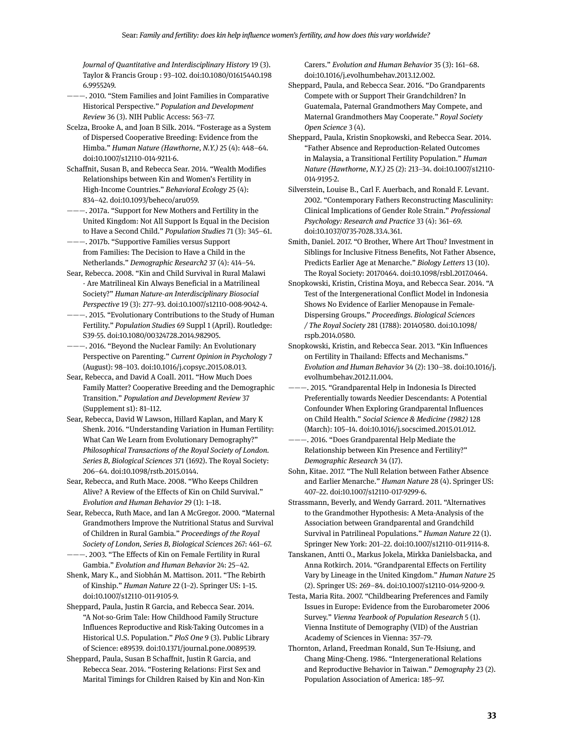*Journal of Quantitative and Interdisciplinary History* 19 (3). Taylor & Francis Group : 93–102. doi:10.1080/01615440.1986.9955249.

———. 2010. "Stem Families and Joint Families in Comparative Historical Perspective." *Population and Development Review* 36 (3). NIH Public Access: 563–77.

Scelza, Brooke A, and Joan B Silk. 2014. "Fosterage as a System of Dispersed Cooperative Breeding: Evidence from the Himba." *Human Nature (Hawthorne, N.Y.)* 25 (4): 448–64. doi:10.1007/s12110-014-9211-6.

Schaffnit, Susan B, and Rebecca Sear. 2014. "Wealth Modifies Relationships between Kin and Women's Fertility in High-Income Countries." *Behavioral Ecology* 25 (4): 834–42. doi:10.1093/beheco/aru059.

———. 2017a. "Support for New Mothers and Fertility in the United Kingdom: Not All Support Is Equal in the Decision to Have a Second Child." *Population Studies* 71 (3): 345–61.

———. 2017b. "Supportive Families versus Support from Families: The Decision to Have a Child in the Netherlands." *Demographic Research2* 37 (4): 414–54.

Sear, Rebecca. 2008. "Kin and Child Survival in Rural Malawi - Are Matrilineal Kin Always Beneficial in a Matrilineal Society?" *Human Nature-an Interdisciplinary Biosocial Perspective* 19 (3): 277–93. doi:10.1007/s12110-008-9042-4.

———. 2015. "Evolutionary Contributions to the Study of Human Fertility." *Population Studies* 69 Suppl 1 (April). Routledge: S39-55. doi:10.1080/00324728.2014.982905.

———. 2016. "Beyond the Nuclear Family: An Evolutionary Perspective on Parenting." *Current Opinion in Psychology* 7 (August): 98–103. doi:10.1016/j.copsyc.2015.08.013.

Sear, Rebecca, and David A Coall. 2011. "How Much Does Family Matter? Cooperative Breeding and the Demographic Transition." *Population and Development Review* 37 (Supplement s1): 81–112.

Sear, Rebecca, David W Lawson, Hillard Kaplan, and Mary K Shenk. 2016. "Understanding Variation in Human Fertility: What Can We Learn from Evolutionary Demography?" *Philosophical Transactions of the Royal Society of London. Series B, Biological Sciences* 371 (1692). The Royal Society: 206–64. doi:10.1098/rstb.2015.0144.

Sear, Rebecca, and Ruth Mace. 2008. "Who Keeps Children Alive? A Review of the Effects of Kin on Child Survival." *Evolution and Human Behavior* 29 (1): 1–18.

Sear, Rebecca, Ruth Mace, and Ian A McGregor. 2000. "Maternal Grandmothers Improve the Nutritional Status and Survival of Children in Rural Gambia." *Proceedings of the Royal Society of London, Series B, Biological Sciences* 267: 461–67.

———. 2003. "The Effects of Kin on Female Fertility in Rural Gambia." *Evolution and Human Behavior* 24: 25–42.

Shenk, Mary K., and Siobhán M. Mattison. 2011. "The Rebirth of Kinship." *Human Nature* 22 (1–2). Springer US: 1–15. doi:10.1007/s12110-011-9105-9.

Sheppard, Paula, Justin R Garcia, and Rebecca Sear. 2014. "A Not-so-Grim Tale: How Childhood Family Structure Influences Reproductive and Risk-Taking Outcomes in a Historical U.S. Population." *PloS One* 9 (3). Public Library of Science: e89539. doi:10.1371/journal.pone.0089539.

Sheppard, Paula, Susan B Schaffnit, Justin R Garcia, and Rebecca Sear. 2014. "Fostering Relations: First Sex and Marital Timings for Children Raised by Kin and Non-Kin Carers." *Evolution and Human Behavior* 35 (3): 161–68. doi:10.1016/j.evolhumbehav.2013.12.002.

Sheppard, Paula, and Rebecca Sear. 2016. "Do Grandparents Compete with or Support Their Grandchildren? In Guatemala, Paternal Grandmothers May Compete, and Maternal Grandmothers May Cooperate." *Royal Society Open Science* 3 (4).

Sheppard, Paula, Kristin Snopkowski, and Rebecca Sear. 2014. "Father Absence and Reproduction-Related Outcomes in Malaysia, a Transitional Fertility Population." *Human Nature (Hawthorne, N.Y.)* 25 (2): 213–34. doi:10.1007/s12110-014-9195-2.

Silverstein, Louise B., Carl F. Auerbach, and Ronald F. Levant. 2002. "Contemporary Fathers Reconstructing Masculinity: Clinical Implications of Gender Role Strain." *Professional Psychology: Research and Practice* 33 (4): 361–69. doi:10.1037/0735-7028.33.4.361.

Smith, Daniel. 2017. "O Brother, Where Art Thou? Investment in Siblings for Inclusive Fitness Benefits, Not Father Absence, Predicts Earlier Age at Menarche." *Biology Letters* 13 (10). The Royal Society: 20170464. doi:10.1098/rsbl.2017.0464.

Snopkowski, Kristin, Cristina Moya, and Rebecca Sear. 2014. "A Test of the Intergenerational Conflict Model in Indonesia Shows No Evidence of Earlier Menopause in Female-Dispersing Groups." *Proceedings. Biological Sciences / The Royal Society* 281 (1788): 20140580. doi:10.1098/rspb.2014.0580.

Snopkowski, Kristin, and Rebecca Sear. 2013. "Kin Influences on Fertility in Thailand: Effects and Mechanisms." *Evolution and Human Behavior* 34 (2): 130–38. doi:10.1016/j.evolhumbehav.2012.11.004.

———. 2015. "Grandparental Help in Indonesia Is Directed Preferentially towards Needier Descendants: A Potential Confounder When Exploring Grandparental Influences on Child Health." *Social Science & Medicine (1982)* 128 (March): 105–14. doi:10.1016/j.socscimed.2015.01.012.

———. 2016. "Does Grandparental Help Mediate the Relationship between Kin Presence and Fertility?" *Demographic Research* 34 (17).

Sohn, Kitae. 2017. "The Null Relation between Father Absence and Earlier Menarche." *Human Nature* 28 (4). Springer US: 407–22. doi:10.1007/s12110-017-9299-6.

Strassmann, Beverly, and Wendy Garrard. 2011. "Alternatives to the Grandmother Hypothesis: A Meta-Analysis of the Association between Grandparental and Grandchild Survival in Patrilineal Populations." *Human Nature* 22 (1). Springer New York: 201–22. doi:10.1007/s12110-011-9114-8.

Tanskanen, Antti O., Markus Jokela, Mirkka Danielsbacka, and Anna Rotkirch. 2014. "Grandparental Effects on Fertility Vary by Lineage in the United Kingdom." *Human Nature* 25 (2). Springer US: 269–84. doi:10.1007/s12110-014-9200-9.

Testa, Maria Rita. 2007. "Childbearing Preferences and Family Issues in Europe: Evidence from the Eurobarometer 2006 Survey." *Vienna Yearbook of Population Research* 5 (1). Vienna Institute of Demography (VID) of the Austrian Academy of Sciences in Vienna: 357–79.

Thornton, Arland, Freedman Ronald, Sun Te-Hsiung, and Chang Ming-Cheng. 1986. "Intergenerational Relations and Reproductive Behavior in Taiwan." *Demography* 23 (2). Population Association of America: 185–97.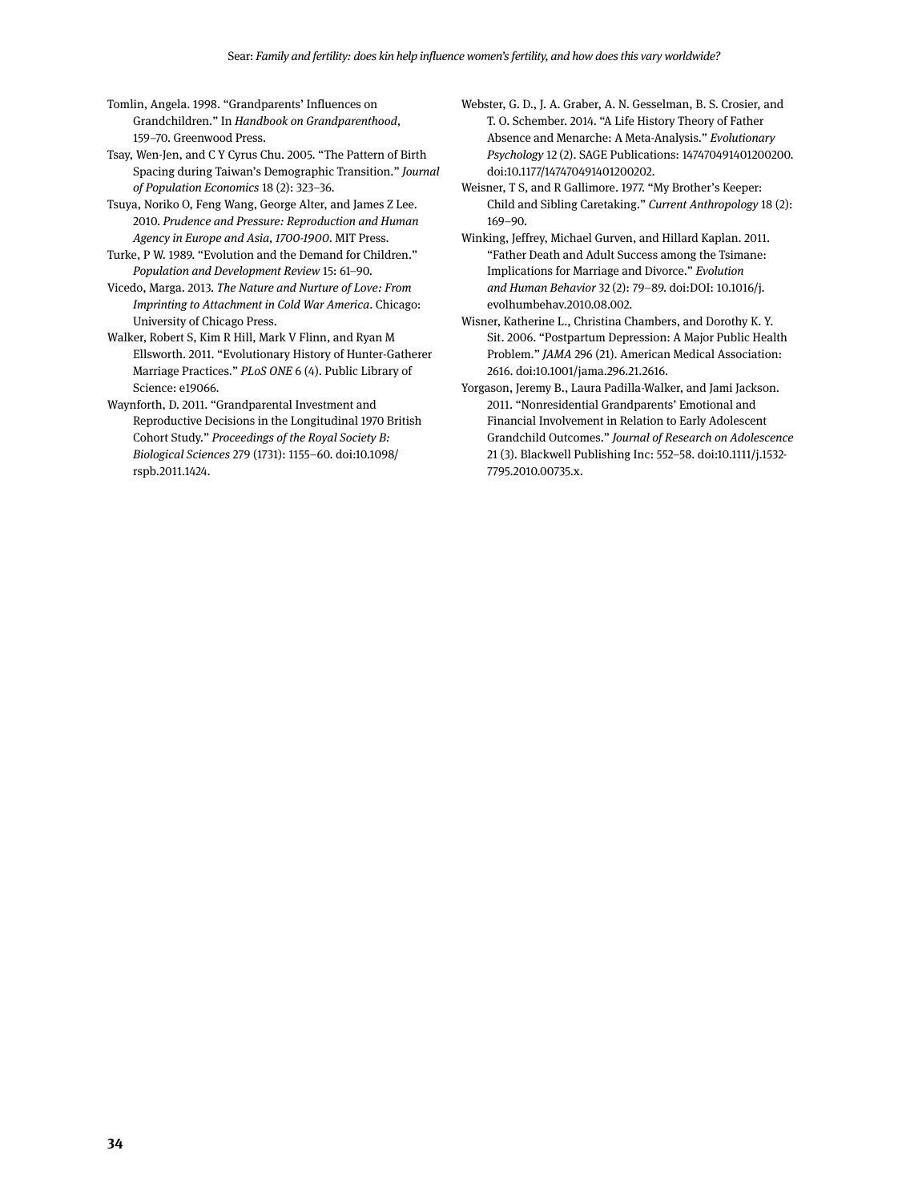Tomlin, Angela. 1998. "Grandparents' Influences on Grandchildren." In *Handbook on Grandparenthood*, 159–70. Greenwood Press.

Tsay, Wen-Jen, and C Y Cyrus Chu. 2005. "The Pattern of Birth Spacing during Taiwan's Demographic Transition." *Journal of Population Economics* 18 (2): 323–36.

Tsuya, Noriko O, Feng Wang, George Alter, and James Z Lee. 2010. *Prudence and Pressure: Reproduction and Human Agency in Europe and Asia, 1700-1900*. MIT Press.

Turke, P W. 1989. "Evolution and the Demand for Children." *Population and Development Review* 15: 61–90.

Vicedo, Marga. 2013. *The Nature and Nurture of Love: From Imprinting to Attachment in Cold War America*. Chicago: University of Chicago Press.

Walker, Robert S, Kim R Hill, Mark V Flinn, and Ryan M Ellsworth. 2011. "Evolutionary History of Hunter-Gatherer Marriage Practices." *PLoS ONE* 6 (4). Public Library of Science: e19066.

Waynforth, D. 2011. "Grandparental Investment and Reproductive Decisions in the Longitudinal 1970 British Cohort Study." *Proceedings of the Royal Society B: Biological Sciences* 279 (1731): 1155–60. doi:10.1098/rspb.2011.1424.

Webster, G. D., J. A. Graber, A. N. Gesselman, B. S. Crosier, and T. O. Schember. 2014. "A Life History Theory of Father Absence and Menarche: A Meta-Analysis." *Evolutionary Psychology* 12 (2). SAGE Publications: 147470491401200200. doi:10.1177/147470491401200202.

Weisner, T S, and R Gallimore. 1977. "My Brother's Keeper: Child and Sibling Caretaking." *Current Anthropology* 18 (2): 169–90.

Winking, Jeffrey, Michael Gurven, and Hillard Kaplan. 2011. "Father Death and Adult Success among the Tsimane: Implications for Marriage and Divorce." *Evolution and Human Behavior* 32 (2): 79–89. doi:DOI: 10.1016/j.evolhumbehav.2010.08.002.

Wisner, Katherine L., Christina Chambers, and Dorothy K. Y. Sit. 2006. "Postpartum Depression: A Major Public Health Problem." *JAMA* 296 (21). American Medical Association: 2616. doi:10.1001/jama.296.21.2616.

Yorgason, Jeremy B., Laura Padilla-Walker, and Jami Jackson. 2011. "Nonresidential Grandparents' Emotional and Financial Involvement in Relation to Early Adolescent Grandchild Outcomes." *Journal of Research on Adolescence* 21 (3). Blackwell Publishing Inc: 552–58. doi:10.1111/j.1532-7795.2010.00735.x.